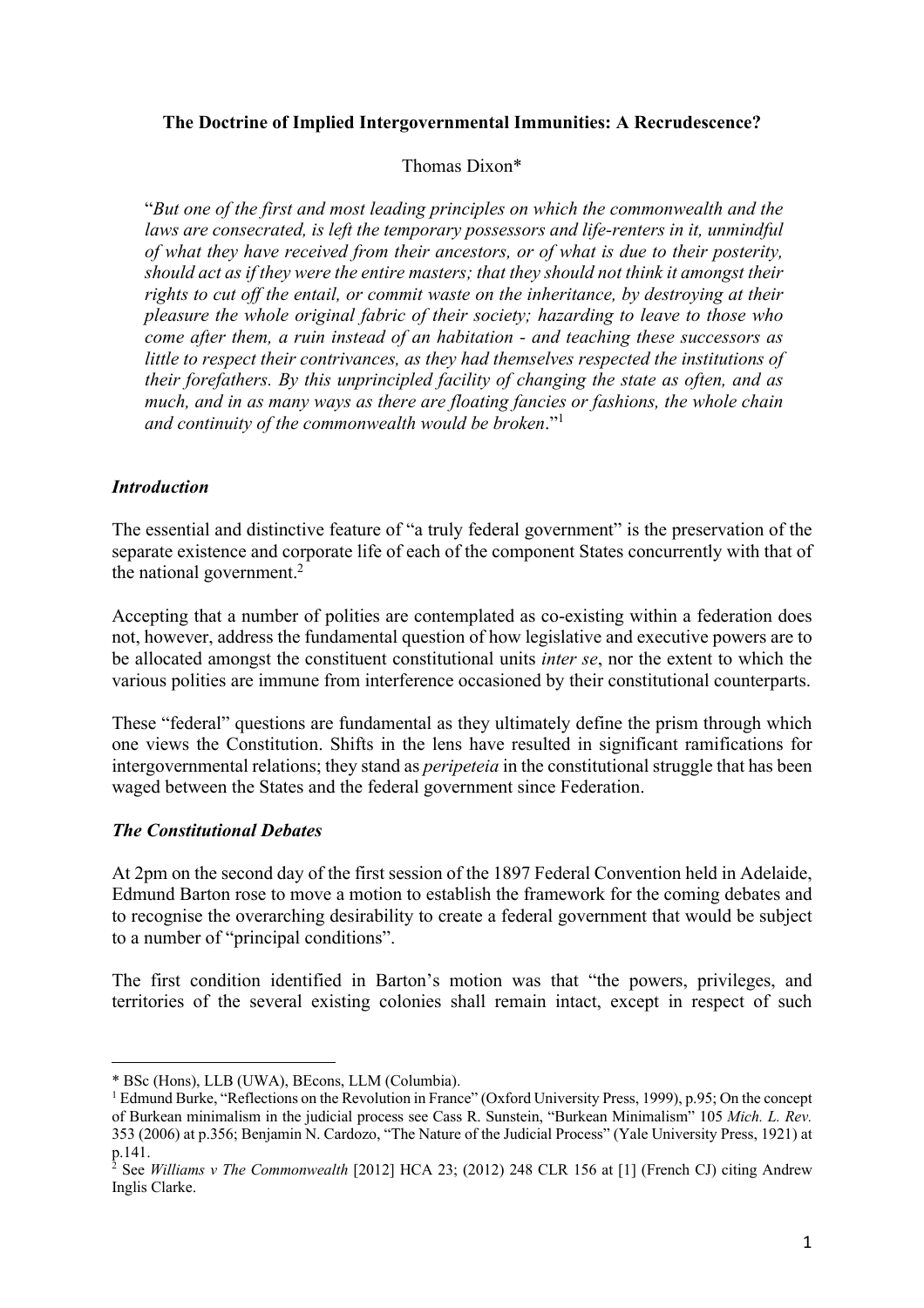**The Doctrine of Implied Intergovernmental Immunities: A Recrudescence?**

Thomas Dixon*

> "*But one of the first and most leading principles on which the commonwealth and the laws are consecrated, is left the temporary possessors and life-renters in it, unmindful of what they have received from their ancestors, or of what is due to their posterity, should act as if they were the entire masters; that they should not think it amongst their rights to cut off the entail, or commit waste on the inheritance, by destroying at their pleasure the whole original fabric of their society; hazarding to leave to those who come after them, a ruin instead of an habitation - and teaching these successors as little to respect their contrivances, as they had themselves respected the institutions of their forefathers. By this unprincipled facility of changing the state as often, and as much, and in as many ways as there are floating fancies or fashions, the whole chain and continuity of the commonwealth would be broken*."[1]

### *Introduction*

The essential and distinctive feature of "a truly federal government" is the preservation of the separate existence and corporate life of each of the component States concurrently with that of the national government.[2]

Accepting that a number of polities are contemplated as co-existing within a federation does not, however, address the fundamental question of how legislative and executive powers are to be allocated amongst the constituent constitutional units *inter se*, nor the extent to which the various polities are immune from interference occasioned by their constitutional counterparts.

These "federal" questions are fundamental as they ultimately define the prism through which one views the Constitution. Shifts in the lens have resulted in significant ramifications for intergovernmental relations; they stand as *peripeteia* in the constitutional struggle that has been waged between the States and the federal government since Federation.

### *The Constitutional Debates*

At 2pm on the second day of the first session of the 1897 Federal Convention held in Adelaide, Edmund Barton rose to move a motion to establish the framework for the coming debates and to recognise the overarching desirability to create a federal government that would be subject to a number of "principal conditions".

The first condition identified in Barton's motion was that "the powers, privileges, and territories of the several existing colonies shall remain intact, except in respect of such

---

\* BSc (Hons), LLB (UWA), BEcons, LLM (Columbia).

[1] Edmund Burke, "Reflections on the Revolution in France" (Oxford University Press, 1999), p.95; On the concept of Burkean minimalism in the judicial process see Cass R. Sunstein, "Burkean Minimalism" 105 *Mich. L. Rev.* 353 (2006) at p.356; Benjamin N. Cardozo, "The Nature of the Judicial Process" (Yale University Press, 1921) at p.141.

[2] See *Williams v The Commonwealth* [2012] HCA 23; (2012) 248 CLR 156 at [1] (French CJ) citing Andrew Inglis Clarke.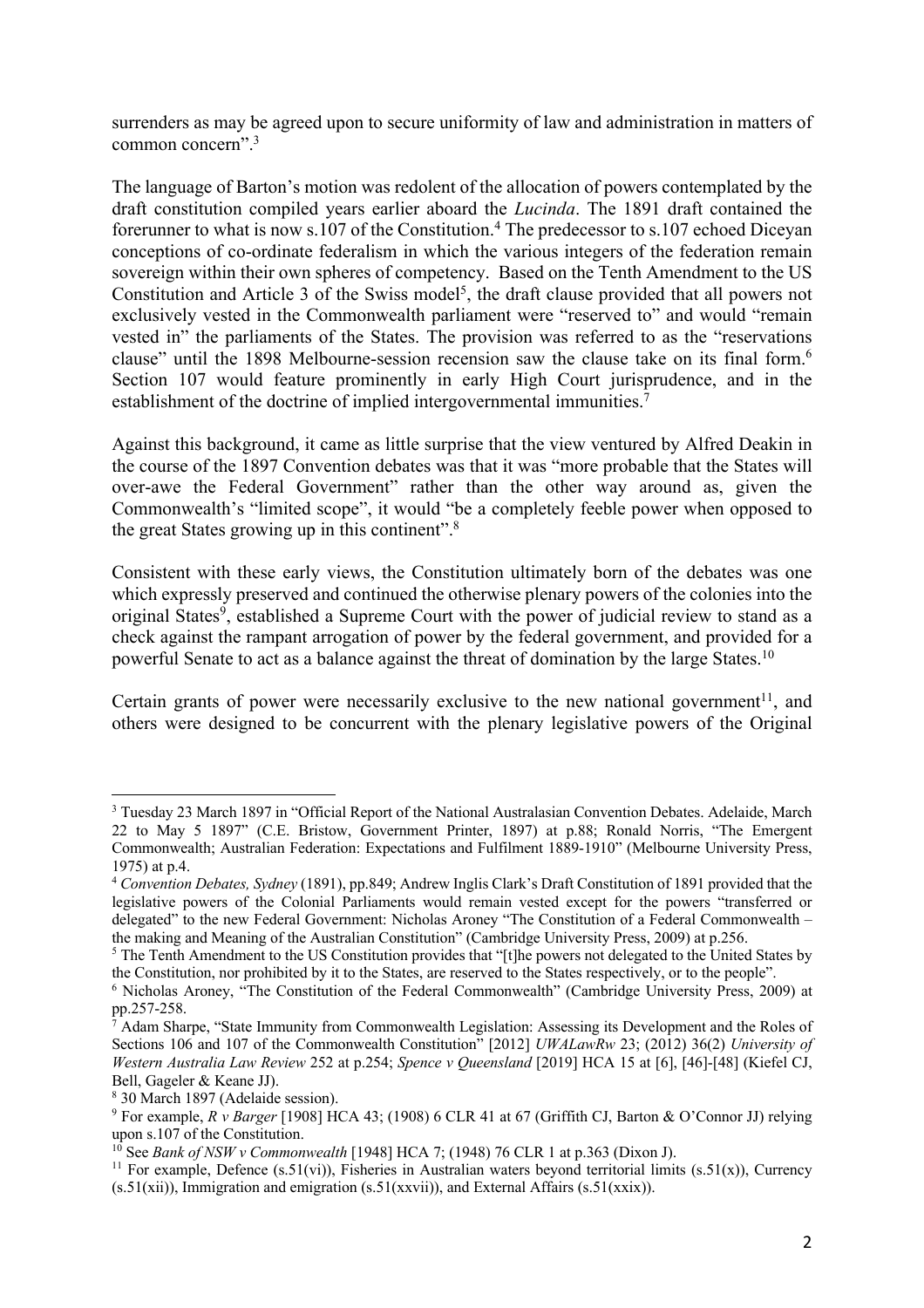surrenders as may be agreed upon to secure uniformity of law and administration in matters of common concern".[3]

The language of Barton's motion was redolent of the allocation of powers contemplated by the draft constitution compiled years earlier aboard the *Lucinda*. The 1891 draft contained the forerunner to what is now s.107 of the Constitution.[4] The predecessor to s.107 echoed Diceyan conceptions of co-ordinate federalism in which the various integers of the federation remain sovereign within their own spheres of competency. Based on the Tenth Amendment to the US Constitution and Article 3 of the Swiss model[5], the draft clause provided that all powers not exclusively vested in the Commonwealth parliament were "reserved to" and would "remain vested in" the parliaments of the States. The provision was referred to as the "reservations clause" until the 1898 Melbourne-session recension saw the clause take on its final form.[6] Section 107 would feature prominently in early High Court jurisprudence, and in the establishment of the doctrine of implied intergovernmental immunities.[7]

Against this background, it came as little surprise that the view ventured by Alfred Deakin in the course of the 1897 Convention debates was that it was "more probable that the States will over-awe the Federal Government" rather than the other way around as, given the Commonwealth's "limited scope", it would "be a completely feeble power when opposed to the great States growing up in this continent".[8]

Consistent with these early views, the Constitution ultimately born of the debates was one which expressly preserved and continued the otherwise plenary powers of the colonies into the original States[9], established a Supreme Court with the power of judicial review to stand as a check against the rampant arrogation of power by the federal government, and provided for a powerful Senate to act as a balance against the threat of domination by the large States.[10]

Certain grants of power were necessarily exclusive to the new national government[11], and others were designed to be concurrent with the plenary legislative powers of the Original

---

[3] Tuesday 23 March 1897 in "Official Report of the National Australasian Convention Debates. Adelaide, March 22 to May 5 1897" (C.E. Bristow, Government Printer, 1897) at p.88; Ronald Norris, "The Emergent Commonwealth; Australian Federation: Expectations and Fulfilment 1889-1910" (Melbourne University Press, 1975) at p.4.

[4] *Convention Debates, Sydney* (1891), pp.849; Andrew Inglis Clark's Draft Constitution of 1891 provided that the legislative powers of the Colonial Parliaments would remain vested except for the powers "transferred or delegated" to the new Federal Government: Nicholas Aroney "The Constitution of a Federal Commonwealth – the making and Meaning of the Australian Constitution" (Cambridge University Press, 2009) at p.256.

[5] The Tenth Amendment to the US Constitution provides that "[t]he powers not delegated to the United States by the Constitution, nor prohibited by it to the States, are reserved to the States respectively, or to the people".

[6] Nicholas Aroney, "The Constitution of the Federal Commonwealth" (Cambridge University Press, 2009) at pp.257-258.

[7] Adam Sharpe, "State Immunity from Commonwealth Legislation: Assessing its Development and the Roles of Sections 106 and 107 of the Commonwealth Constitution" [2012] *UWALawRw* 23; (2012) 36(2) *University of Western Australia Law Review* 252 at p.254; *Spence v Queensland* [2019] HCA 15 at [6], [46]-[48] (Kiefel CJ, Bell, Gageler & Keane JJ).

[8] 30 March 1897 (Adelaide session).

[9] For example, *R v Barger* [1908] HCA 43; (1908) 6 CLR 41 at 67 (Griffith CJ, Barton & O'Connor JJ) relying upon s.107 of the Constitution.

[10] See *Bank of NSW v Commonwealth* [1948] HCA 7; (1948) 76 CLR 1 at p.363 (Dixon J).

[11] For example, Defence (s.51(vi)), Fisheries in Australian waters beyond territorial limits (s.51(x)), Currency (s.51(xii)), Immigration and emigration (s.51(xxvii)), and External Affairs (s.51(xxix)).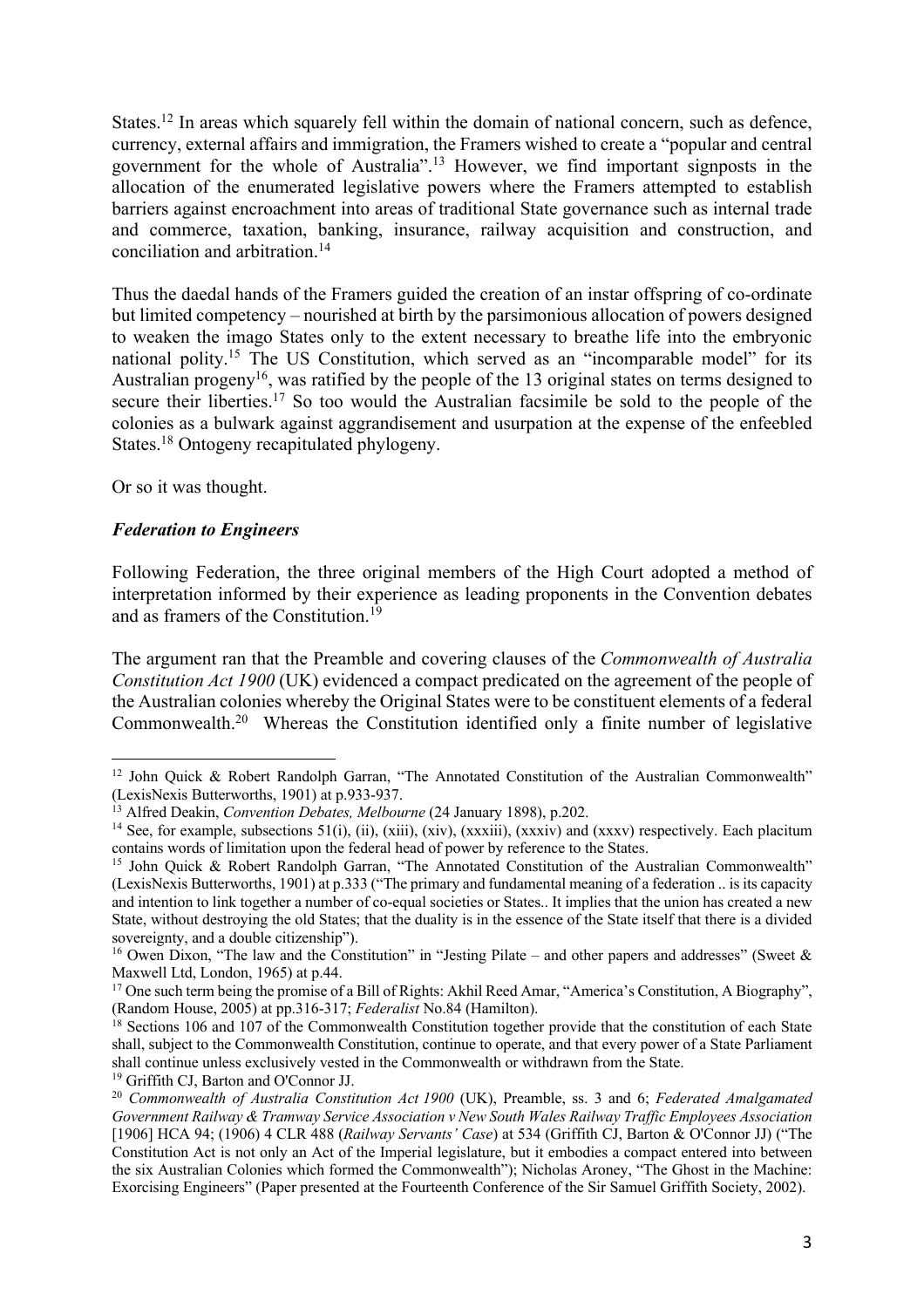States.[12] In areas which squarely fell within the domain of national concern, such as defence, currency, external affairs and immigration, the Framers wished to create a "popular and central government for the whole of Australia".[13] However, we find important signposts in the allocation of the enumerated legislative powers where the Framers attempted to establish barriers against encroachment into areas of traditional State governance such as internal trade and commerce, taxation, banking, insurance, railway acquisition and construction, and conciliation and arbitration.[14]

Thus the daedal hands of the Framers guided the creation of an instar offspring of co-ordinate but limited competency – nourished at birth by the parsimonious allocation of powers designed to weaken the imago States only to the extent necessary to breathe life into the embryonic national polity.[15] The US Constitution, which served as an "incomparable model" for its Australian progeny[16], was ratified by the people of the 13 original states on terms designed to secure their liberties.[17] So too would the Australian facsimile be sold to the people of the colonies as a bulwark against aggrandisement and usurpation at the expense of the enfeebled States.[18] Ontogeny recapitulated phylogeny.

Or so it was thought.

### *Federation to Engineers*

Following Federation, the three original members of the High Court adopted a method of interpretation informed by their experience as leading proponents in the Convention debates and as framers of the Constitution.[19]

The argument ran that the Preamble and covering clauses of the *Commonwealth of Australia Constitution Act 1900* (UK) evidenced a compact predicated on the agreement of the people of the Australian colonies whereby the Original States were to be constituent elements of a federal Commonwealth.[20] Whereas the Constitution identified only a finite number of legislative

---

[12] John Quick & Robert Randolph Garran, "The Annotated Constitution of the Australian Commonwealth" (LexisNexis Butterworths, 1901) at p.933-937.

[13] Alfred Deakin, *Convention Debates, Melbourne* (24 January 1898), p.202.

[14] See, for example, subsections 51(i), (ii), (xiii), (xiv), (xxxiii), (xxxiv) and (xxxv) respectively. Each placitum contains words of limitation upon the federal head of power by reference to the States.

[15] John Quick & Robert Randolph Garran, "The Annotated Constitution of the Australian Commonwealth" (LexisNexis Butterworths, 1901) at p.333 ("The primary and fundamental meaning of a federation .. is its capacity and intention to link together a number of co-equal societies or States.. It implies that the union has created a new State, without destroying the old States; that the duality is in the essence of the State itself that there is a divided sovereignty, and a double citizenship").

[16] Owen Dixon, "The law and the Constitution" in "Jesting Pilate – and other papers and addresses" (Sweet & Maxwell Ltd, London, 1965) at p.44.

[17] One such term being the promise of a Bill of Rights: Akhil Reed Amar, "America's Constitution, A Biography", (Random House, 2005) at pp.316-317; *Federalist* No.84 (Hamilton).

[18] Sections 106 and 107 of the Commonwealth Constitution together provide that the constitution of each State shall, subject to the Commonwealth Constitution, continue to operate, and that every power of a State Parliament shall continue unless exclusively vested in the Commonwealth or withdrawn from the State.

[19] Griffith CJ, Barton and O'Connor JJ.

[20] *Commonwealth of Australia Constitution Act 1900* (UK), Preamble, ss. 3 and 6; *Federated Amalgamated Government Railway & Tramway Service Association v New South Wales Railway Traffic Employees Association* [1906] HCA 94; (1906) 4 CLR 488 (*Railway Servants' Case*) at 534 (Griffith CJ, Barton & O'Connor JJ) ("The Constitution Act is not only an Act of the Imperial legislature, but it embodies a compact entered into between the six Australian Colonies which formed the Commonwealth"); Nicholas Aroney, "The Ghost in the Machine: Exorcising Engineers" (Paper presented at the Fourteenth Conference of the Sir Samuel Griffith Society, 2002).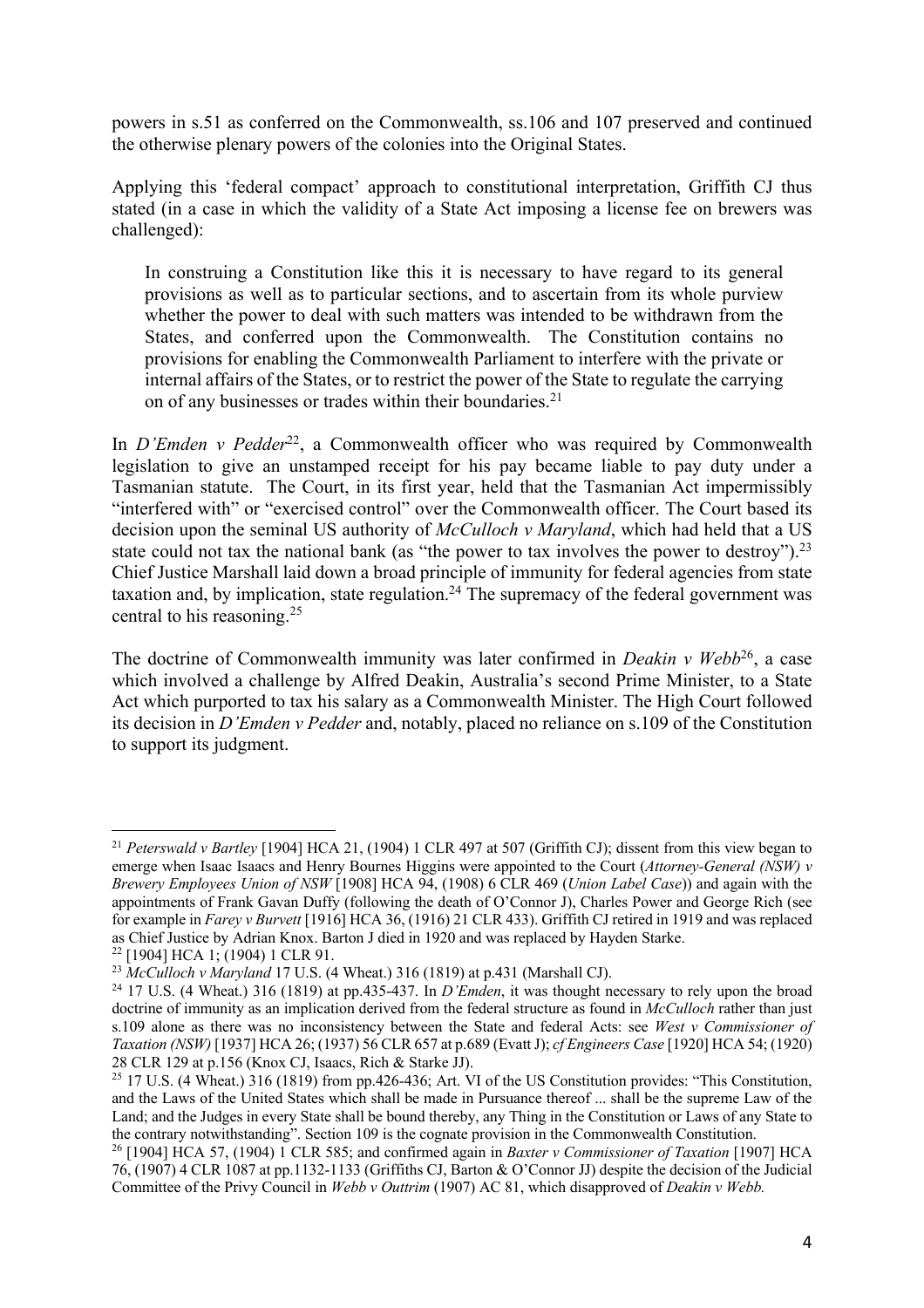powers in s.51 as conferred on the Commonwealth, ss.106 and 107 preserved and continued the otherwise plenary powers of the colonies into the Original States.

Applying this 'federal compact' approach to constitutional interpretation, Griffith CJ thus stated (in a case in which the validity of a State Act imposing a license fee on brewers was challenged):

> In construing a Constitution like this it is necessary to have regard to its general provisions as well as to particular sections, and to ascertain from its whole purview whether the power to deal with such matters was intended to be withdrawn from the States, and conferred upon the Commonwealth. The Constitution contains no provisions for enabling the Commonwealth Parliament to interfere with the private or internal affairs of the States, or to restrict the power of the State to regulate the carrying on of any businesses or trades within their boundaries.[21]

In *D'Emden v Pedder*[22], a Commonwealth officer who was required by Commonwealth legislation to give an unstamped receipt for his pay became liable to pay duty under a Tasmanian statute. The Court, in its first year, held that the Tasmanian Act impermissibly "interfered with" or "exercised control" over the Commonwealth officer. The Court based its decision upon the seminal US authority of *McCulloch v Maryland*, which had held that a US state could not tax the national bank (as "the power to tax involves the power to destroy").[23] Chief Justice Marshall laid down a broad principle of immunity for federal agencies from state taxation and, by implication, state regulation.[24] The supremacy of the federal government was central to his reasoning.[25]

The doctrine of Commonwealth immunity was later confirmed in *Deakin v Webb*[26], a case which involved a challenge by Alfred Deakin, Australia's second Prime Minister, to a State Act which purported to tax his salary as a Commonwealth Minister. The High Court followed its decision in *D'Emden v Pedder* and, notably, placed no reliance on s.109 of the Constitution to support its judgment.

---

[21] *Peterswald v Bartley* [1904] HCA 21, (1904) 1 CLR 497 at 507 (Griffith CJ); dissent from this view began to emerge when Isaac Isaacs and Henry Bournes Higgins were appointed to the Court (*Attorney-General (NSW) v Brewery Employees Union of NSW* [1908] HCA 94, (1908) 6 CLR 469 (*Union Label Case*)) and again with the appointments of Frank Gavan Duffy (following the death of O'Connor J), Charles Power and George Rich (see for example in *Farey v Burvett* [1916] HCA 36, (1916) 21 CLR 433). Griffith CJ retired in 1919 and was replaced as Chief Justice by Adrian Knox. Barton J died in 1920 and was replaced by Hayden Starke.

[22] [1904] HCA 1; (1904) 1 CLR 91.

[23] *McCulloch v Maryland* 17 U.S. (4 Wheat.) 316 (1819) at p.431 (Marshall CJ).

[24] 17 U.S. (4 Wheat.) 316 (1819) at pp.435-437. In *D'Emden*, it was thought necessary to rely upon the broad doctrine of immunity as an implication derived from the federal structure as found in *McCulloch* rather than just s.109 alone as there was no inconsistency between the State and federal Acts: see *West v Commissioner of Taxation (NSW)* [1937] HCA 26; (1937) 56 CLR 657 at p.689 (Evatt J); *cf Engineers Case* [1920] HCA 54; (1920) 28 CLR 129 at p.156 (Knox CJ, Isaacs, Rich & Starke JJ).

[25] 17 U.S. (4 Wheat.) 316 (1819) from pp.426-436; Art. VI of the US Constitution provides: "This Constitution, and the Laws of the United States which shall be made in Pursuance thereof ... shall be the supreme Law of the Land; and the Judges in every State shall be bound thereby, any Thing in the Constitution or Laws of any State to the contrary notwithstanding". Section 109 is the cognate provision in the Commonwealth Constitution.

[26] [1904] HCA 57, (1904) 1 CLR 585; and confirmed again in *Baxter v Commissioner of Taxation* [1907] HCA 76, (1907) 4 CLR 1087 at pp.1132-1133 (Griffiths CJ, Barton & O'Connor JJ) despite the decision of the Judicial Committee of the Privy Council in *Webb v Outtrim* (1907) AC 81, which disapproved of *Deakin v Webb.*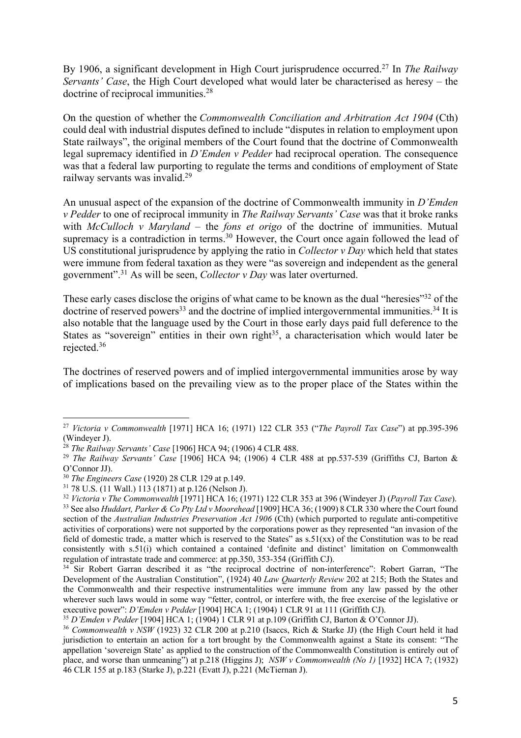By 1906, a significant development in High Court jurisprudence occurred.[27] In *The Railway Servants' Case*, the High Court developed what would later be characterised as heresy – the doctrine of reciprocal immunities.[28]

On the question of whether the *Commonwealth Conciliation and Arbitration Act 1904* (Cth) could deal with industrial disputes defined to include "disputes in relation to employment upon State railways", the original members of the Court found that the doctrine of Commonwealth legal supremacy identified in *D'Emden v Pedder* had reciprocal operation. The consequence was that a federal law purporting to regulate the terms and conditions of employment of State railway servants was invalid.[29]

An unusual aspect of the expansion of the doctrine of Commonwealth immunity in *D'Emden v Pedder* to one of reciprocal immunity in *The Railway Servants' Case* was that it broke ranks with *McCulloch v Maryland* – the *fons et origo* of the doctrine of immunities. Mutual supremacy is a contradiction in terms.[30] However, the Court once again followed the lead of US constitutional jurisprudence by applying the ratio in *Collector v Day* which held that states were immune from federal taxation as they were "as sovereign and independent as the general government".[31] As will be seen, *Collector v Day* was later overturned.

These early cases disclose the origins of what came to be known as the dual "heresies"[32] of the doctrine of reserved powers[33] and the doctrine of implied intergovernmental immunities.[34] It is also notable that the language used by the Court in those early days paid full deference to the States as "sovereign" entities in their own right[35], a characterisation which would later be rejected.[36]

The doctrines of reserved powers and of implied intergovernmental immunities arose by way of implications based on the prevailing view as to the proper place of the States within the

---

[27] *Victoria v Commonwealth* [1971] HCA 16; (1971) 122 CLR 353 ("*The Payroll Tax Case*") at pp.395-396 (Windeyer J).

[28] *The Railway Servants' Case* [1906] HCA 94; (1906) 4 CLR 488.

[29] *The Railway Servants' Case* [1906] HCA 94; (1906) 4 CLR 488 at pp.537-539 (Griffiths CJ, Barton & O'Connor JJ).

[30] *The Engineers Case* (1920) 28 CLR 129 at p.149.

[31] 78 U.S. (11 Wall.) 113 (1871) at p.126 (Nelson J).

[32] *Victoria v The Commonwealth* [1971] HCA 16; (1971) 122 CLR 353 at 396 (Windeyer J) (*Payroll Tax Case*).

[33] See also *Huddart, Parker & Co Pty Ltd v Moorehead* [1909] HCA 36; (1909) 8 CLR 330 where the Court found section of the *Australian Industries Preservation Act 1906* (Cth) (which purported to regulate anti-competitive activities of corporations) were not supported by the corporations power as they represented "an invasion of the field of domestic trade, a matter which is reserved to the States" as s.51(xx) of the Constitution was to be read consistently with s.51(i) which contained a contained 'definite and distinct' limitation on Commonwealth regulation of intrastate trade and commerce: at pp.350, 353-354 (Griffith CJ).

[34] Sir Robert Garran described it as "the reciprocal doctrine of non-interference": Robert Garran, "The Development of the Australian Constitution", (1924) 40 *Law Quarterly Review* 202 at 215; Both the States and the Commonwealth and their respective instrumentalities were immune from any law passed by the other wherever such laws would in some way "fetter, control, or interfere with, the free exercise of the legislative or executive power": *D'Emden v Pedder* [1904] HCA 1; (1904) 1 CLR 91 at 111 (Griffith CJ).

[35] *D'Emden v Pedder* [1904] HCA 1; (1904) 1 CLR 91 at p.109 (Griffith CJ, Barton & O'Connor JJ).

[36] *Commonwealth v NSW* (1923) 32 CLR 200 at p.210 (Isaccs, Rich & Starke JJ) (the High Court held it had jurisdiction to entertain an action for a tort brought by the Commonwealth against a State its consent: "The appellation 'sovereign State' as applied to the construction of the Commonwealth Constitution is entirely out of place, and worse than unmeaning") at p.218 (Higgins J); *NSW v Commonwealth (No 1)* [1932] HCA 7; (1932) 46 CLR 155 at p.183 (Starke J), p.221 (Evatt J), p.221 (McTiernan J).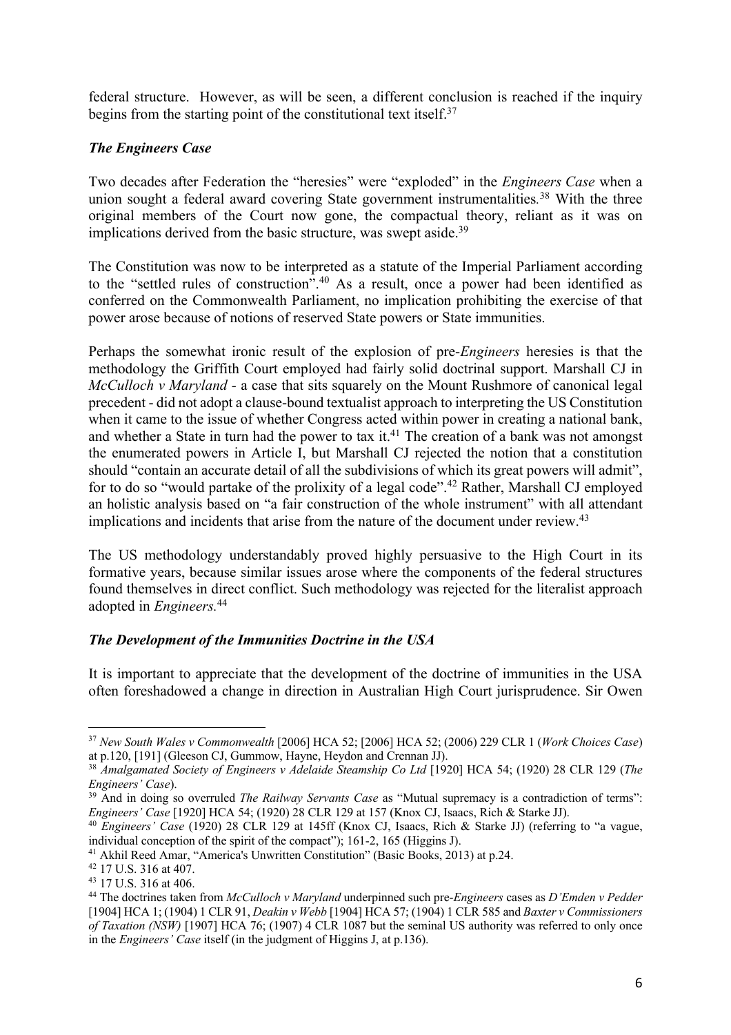federal structure. However, as will be seen, a different conclusion is reached if the inquiry begins from the starting point of the constitutional text itself.[37]

### *The Engineers Case*

Two decades after Federation the "heresies" were "exploded" in the *Engineers Case* when a union sought a federal award covering State government instrumentalities.[38] With the three original members of the Court now gone, the compactual theory, reliant as it was on implications derived from the basic structure, was swept aside.[39]

The Constitution was now to be interpreted as a statute of the Imperial Parliament according to the "settled rules of construction".[40] As a result, once a power had been identified as conferred on the Commonwealth Parliament, no implication prohibiting the exercise of that power arose because of notions of reserved State powers or State immunities.

Perhaps the somewhat ironic result of the explosion of pre-*Engineers* heresies is that the methodology the Griffith Court employed had fairly solid doctrinal support. Marshall CJ in *McCulloch v Maryland* - a case that sits squarely on the Mount Rushmore of canonical legal precedent - did not adopt a clause-bound textualist approach to interpreting the US Constitution when it came to the issue of whether Congress acted within power in creating a national bank, and whether a State in turn had the power to tax it.[41] The creation of a bank was not amongst the enumerated powers in Article I, but Marshall CJ rejected the notion that a constitution should "contain an accurate detail of all the subdivisions of which its great powers will admit", for to do so "would partake of the prolixity of a legal code".[42] Rather, Marshall CJ employed an holistic analysis based on "a fair construction of the whole instrument" with all attendant implications and incidents that arise from the nature of the document under review.[43]

The US methodology understandably proved highly persuasive to the High Court in its formative years, because similar issues arose where the components of the federal structures found themselves in direct conflict. Such methodology was rejected for the literalist approach adopted in *Engineers*.[44]

### *The Development of the Immunities Doctrine in the USA*

It is important to appreciate that the development of the doctrine of immunities in the USA often foreshadowed a change in direction in Australian High Court jurisprudence. Sir Owen

---

[37] *New South Wales v Commonwealth* [2006] HCA 52; [2006] HCA 52; (2006) 229 CLR 1 (*Work Choices Case*) at p.120, [191] (Gleeson CJ, Gummow, Hayne, Heydon and Crennan JJ).

[38] *Amalgamated Society of Engineers v Adelaide Steamship Co Ltd* [1920] HCA 54; (1920) 28 CLR 129 (*The Engineers' Case*).

[39] And in doing so overruled *The Railway Servants Case* as "Mutual supremacy is a contradiction of terms": *Engineers' Case* [1920] HCA 54; (1920) 28 CLR 129 at 157 (Knox CJ, Isaacs, Rich & Starke JJ).

[40] *Engineers' Case* (1920) 28 CLR 129 at 145ff (Knox CJ, Isaacs, Rich & Starke JJ) (referring to "a vague, individual conception of the spirit of the compact"); 161-2, 165 (Higgins J).

[41] Akhil Reed Amar, "America's Unwritten Constitution" (Basic Books, 2013) at p.24.

[42] 17 U.S. 316 at 407.

[43] 17 U.S. 316 at 406.

[44] The doctrines taken from *McCulloch v Maryland* underpinned such pre-*Engineers* cases as *D'Emden v Pedder* [1904] HCA 1; (1904) 1 CLR 91, *Deakin v Webb* [1904] HCA 57; (1904) 1 CLR 585 and *Baxter v Commissioners of Taxation (NSW)* [1907] HCA 76; (1907) 4 CLR 1087 but the seminal US authority was referred to only once in the *Engineers' Case* itself (in the judgment of Higgins J, at p.136).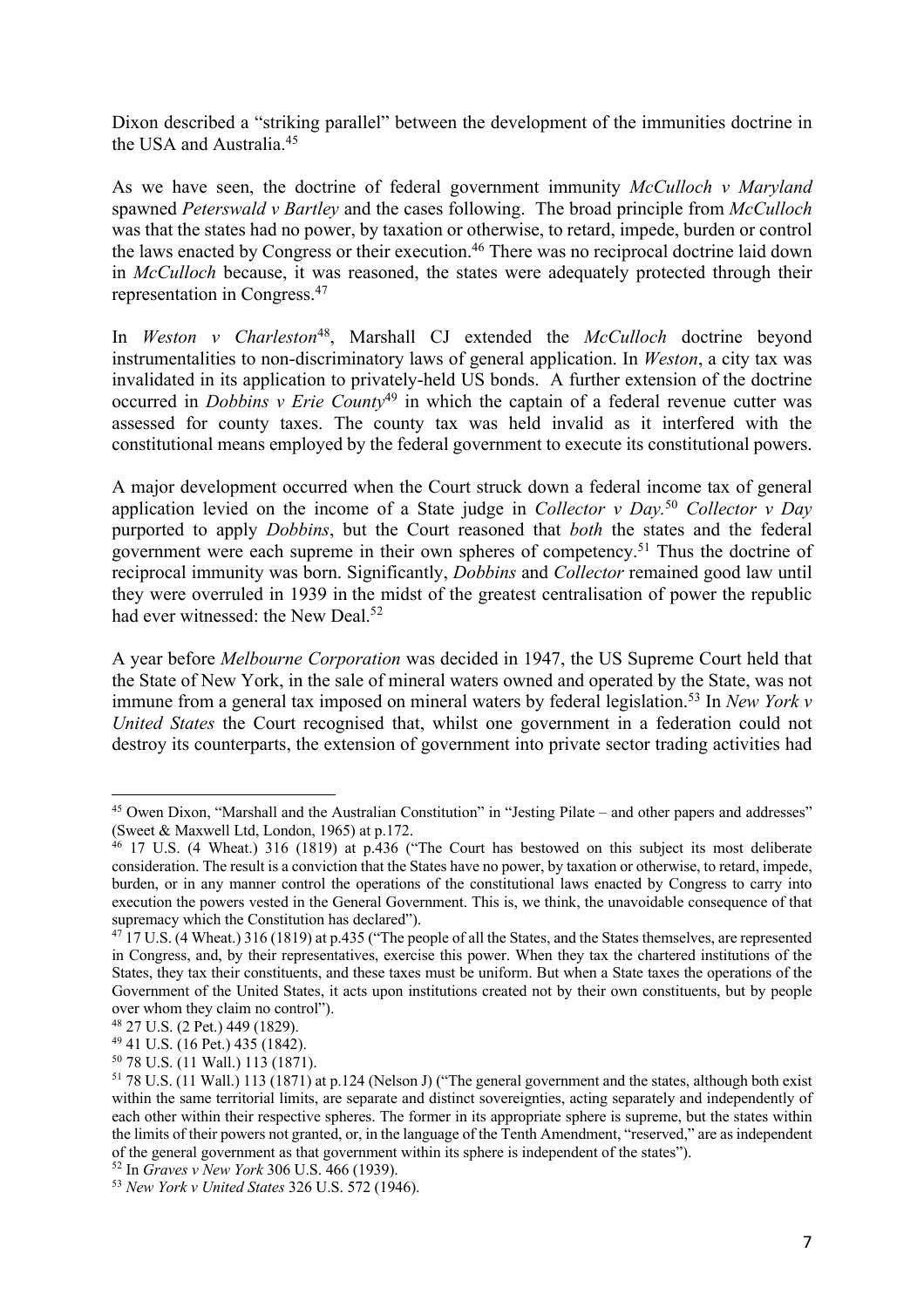Dixon described a "striking parallel" between the development of the immunities doctrine in the USA and Australia.[45]

As we have seen, the doctrine of federal government immunity *McCulloch v Maryland* spawned *Peterswald v Bartley* and the cases following. The broad principle from *McCulloch* was that the states had no power, by taxation or otherwise, to retard, impede, burden or control the laws enacted by Congress or their execution.[46] There was no reciprocal doctrine laid down in *McCulloch* because, it was reasoned, the states were adequately protected through their representation in Congress.[47]

In *Weston v Charleston*[48], Marshall CJ extended the *McCulloch* doctrine beyond instrumentalities to non-discriminatory laws of general application. In *Weston*, a city tax was invalidated in its application to privately-held US bonds. A further extension of the doctrine occurred in *Dobbins v Erie County*[49] in which the captain of a federal revenue cutter was assessed for county taxes. The county tax was held invalid as it interfered with the constitutional means employed by the federal government to execute its constitutional powers.

A major development occurred when the Court struck down a federal income tax of general application levied on the income of a State judge in *Collector v Day*.[50] *Collector v Day* purported to apply *Dobbins*, but the Court reasoned that *both* the states and the federal government were each supreme in their own spheres of competency.[51] Thus the doctrine of reciprocal immunity was born. Significantly, *Dobbins* and *Collector* remained good law until they were overruled in 1939 in the midst of the greatest centralisation of power the republic had ever witnessed: the New Deal.[52]

A year before *Melbourne Corporation* was decided in 1947, the US Supreme Court held that the State of New York, in the sale of mineral waters owned and operated by the State, was not immune from a general tax imposed on mineral waters by federal legislation.[53] In *New York v United States* the Court recognised that, whilst one government in a federation could not destroy its counterparts, the extension of government into private sector trading activities had

---

[45] Owen Dixon, "Marshall and the Australian Constitution" in "Jesting Pilate – and other papers and addresses" (Sweet & Maxwell Ltd, London, 1965) at p.172.

[46] 17 U.S. (4 Wheat.) 316 (1819) at p.436 ("The Court has bestowed on this subject its most deliberate consideration. The result is a conviction that the States have no power, by taxation or otherwise, to retard, impede, burden, or in any manner control the operations of the constitutional laws enacted by Congress to carry into execution the powers vested in the General Government. This is, we think, the unavoidable consequence of that supremacy which the Constitution has declared").

[47] 17 U.S. (4 Wheat.) 316 (1819) at p.435 ("The people of all the States, and the States themselves, are represented in Congress, and, by their representatives, exercise this power. When they tax the chartered institutions of the States, they tax their constituents, and these taxes must be uniform. But when a State taxes the operations of the Government of the United States, it acts upon institutions created not by their own constituents, but by people over whom they claim no control").

[48] 27 U.S. (2 Pet.) 449 (1829).

[49] 41 U.S. (16 Pet.) 435 (1842).

[50] 78 U.S. (11 Wall.) 113 (1871).

[51] 78 U.S. (11 Wall.) 113 (1871) at p.124 (Nelson J) ("The general government and the states, although both exist within the same territorial limits, are separate and distinct sovereignties, acting separately and independently of each other within their respective spheres. The former in its appropriate sphere is supreme, but the states within the limits of their powers not granted, or, in the language of the Tenth Amendment, "reserved," are as independent of the general government as that government within its sphere is independent of the states").

[52] In *Graves v New York* 306 U.S. 466 (1939).

[53] *New York v United States* 326 U.S. 572 (1946).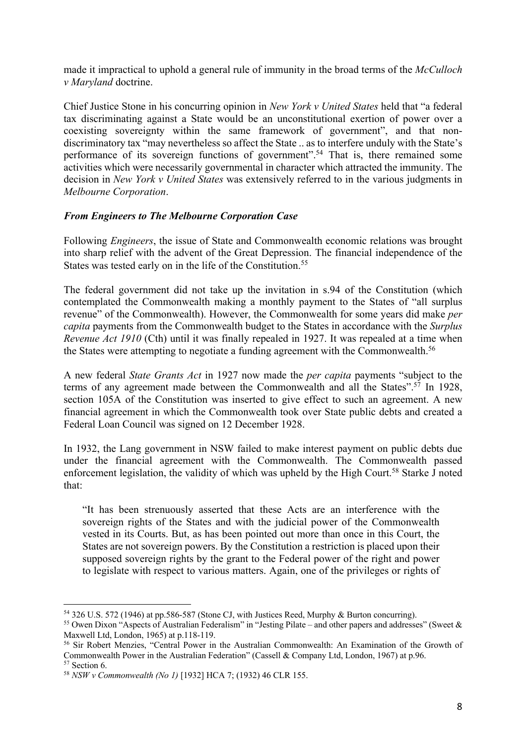made it impractical to uphold a general rule of immunity in the broad terms of the *McCulloch v Maryland* doctrine.

Chief Justice Stone in his concurring opinion in *New York v United States* held that "a federal tax discriminating against a State would be an unconstitutional exertion of power over a coexisting sovereignty within the same framework of government", and that non-discriminatory tax "may nevertheless so affect the State .. as to interfere unduly with the State's performance of its sovereign functions of government".[54] That is, there remained some activities which were necessarily governmental in character which attracted the immunity. The decision in *New York v United States* was extensively referred to in the various judgments in *Melbourne Corporation*.

### *From Engineers to The Melbourne Corporation Case*

Following *Engineers*, the issue of State and Commonwealth economic relations was brought into sharp relief with the advent of the Great Depression. The financial independence of the States was tested early on in the life of the Constitution.[55]

The federal government did not take up the invitation in s.94 of the Constitution (which contemplated the Commonwealth making a monthly payment to the States of "all surplus revenue" of the Commonwealth). However, the Commonwealth for some years did make *per capita* payments from the Commonwealth budget to the States in accordance with the *Surplus Revenue Act 1910* (Cth) until it was finally repealed in 1927. It was repealed at a time when the States were attempting to negotiate a funding agreement with the Commonwealth.[56]

A new federal *State Grants Act* in 1927 now made the *per capita* payments "subject to the terms of any agreement made between the Commonwealth and all the States".[57] In 1928, section 105A of the Constitution was inserted to give effect to such an agreement. A new financial agreement in which the Commonwealth took over State public debts and created a Federal Loan Council was signed on 12 December 1928.

In 1932, the Lang government in NSW failed to make interest payment on public debts due under the financial agreement with the Commonwealth. The Commonwealth passed enforcement legislation, the validity of which was upheld by the High Court.[58] Starke J noted that:

> "It has been strenuously asserted that these Acts are an interference with the sovereign rights of the States and with the judicial power of the Commonwealth vested in its Courts. But, as has been pointed out more than once in this Court, the States are not sovereign powers. By the Constitution a restriction is placed upon their supposed sovereign rights by the grant to the Federal power of the right and power to legislate with respect to various matters. Again, one of the privileges or rights of

---

[54] 326 U.S. 572 (1946) at pp.586-587 (Stone CJ, with Justices Reed, Murphy & Burton concurring).

[55] Owen Dixon "Aspects of Australian Federalism" in "Jesting Pilate – and other papers and addresses" (Sweet & Maxwell Ltd, London, 1965) at p.118-119.

[56] Sir Robert Menzies, "Central Power in the Australian Commonwealth: An Examination of the Growth of Commonwealth Power in the Australian Federation" (Cassell & Company Ltd, London, 1967) at p.96.

[57] Section 6.

[58] *NSW v Commonwealth (No 1)* [1932] HCA 7; (1932) 46 CLR 155.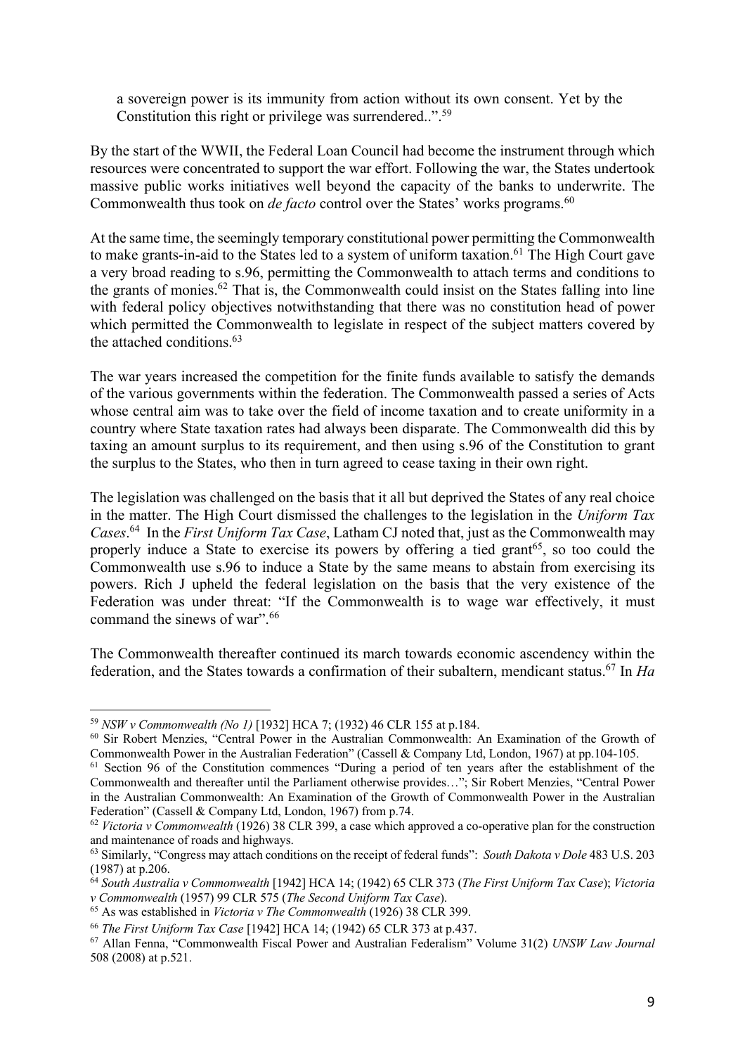a sovereign power is its immunity from action without its own consent. Yet by the Constitution this right or privilege was surrendered..".[59]

By the start of the WWII, the Federal Loan Council had become the instrument through which resources were concentrated to support the war effort. Following the war, the States undertook massive public works initiatives well beyond the capacity of the banks to underwrite. The Commonwealth thus took on *de facto* control over the States' works programs.[60]

At the same time, the seemingly temporary constitutional power permitting the Commonwealth to make grants-in-aid to the States led to a system of uniform taxation.[61] The High Court gave a very broad reading to s.96, permitting the Commonwealth to attach terms and conditions to the grants of monies.[62] That is, the Commonwealth could insist on the States falling into line with federal policy objectives notwithstanding that there was no constitution head of power which permitted the Commonwealth to legislate in respect of the subject matters covered by the attached conditions.[63]

The war years increased the competition for the finite funds available to satisfy the demands of the various governments within the federation. The Commonwealth passed a series of Acts whose central aim was to take over the field of income taxation and to create uniformity in a country where State taxation rates had always been disparate. The Commonwealth did this by taxing an amount surplus to its requirement, and then using s.96 of the Constitution to grant the surplus to the States, who then in turn agreed to cease taxing in their own right.

The legislation was challenged on the basis that it all but deprived the States of any real choice in the matter. The High Court dismissed the challenges to the legislation in the *Uniform Tax Cases*.[64] In the *First Uniform Tax Case*, Latham CJ noted that, just as the Commonwealth may properly induce a State to exercise its powers by offering a tied grant[65], so too could the Commonwealth use s.96 to induce a State by the same means to abstain from exercising its powers. Rich J upheld the federal legislation on the basis that the very existence of the Federation was under threat: "If the Commonwealth is to wage war effectively, it must command the sinews of war".[66]

The Commonwealth thereafter continued its march towards economic ascendency within the federation, and the States towards a confirmation of their subaltern, mendicant status.[67] In *Ha*

---

[59] *NSW v Commonwealth (No 1)* [1932] HCA 7; (1932) 46 CLR 155 at p.184.

[60] Sir Robert Menzies, "Central Power in the Australian Commonwealth: An Examination of the Growth of Commonwealth Power in the Australian Federation" (Cassell & Company Ltd, London, 1967) at pp.104-105.

[61] Section 96 of the Constitution commences "During a period of ten years after the establishment of the Commonwealth and thereafter until the Parliament otherwise provides…"; Sir Robert Menzies, "Central Power in the Australian Commonwealth: An Examination of the Growth of Commonwealth Power in the Australian Federation" (Cassell & Company Ltd, London, 1967) from p.74.

[62] *Victoria v Commonwealth* (1926) 38 CLR 399, a case which approved a co-operative plan for the construction and maintenance of roads and highways.

[63] Similarly, "Congress may attach conditions on the receipt of federal funds": *South Dakota v Dole* 483 U.S. 203 (1987) at p.206.

[64] *South Australia v Commonwealth* [1942] HCA 14; (1942) 65 CLR 373 (*The First Uniform Tax Case*); *Victoria v Commonwealth* (1957) 99 CLR 575 (*The Second Uniform Tax Case*).

[65] As was established in *Victoria v The Commonwealth* (1926) 38 CLR 399.

[66] *The First Uniform Tax Case* [1942] HCA 14; (1942) 65 CLR 373 at p.437.

[67] Allan Fenna, "Commonwealth Fiscal Power and Australian Federalism" Volume 31(2) *UNSW Law Journal* 508 (2008) at p.521.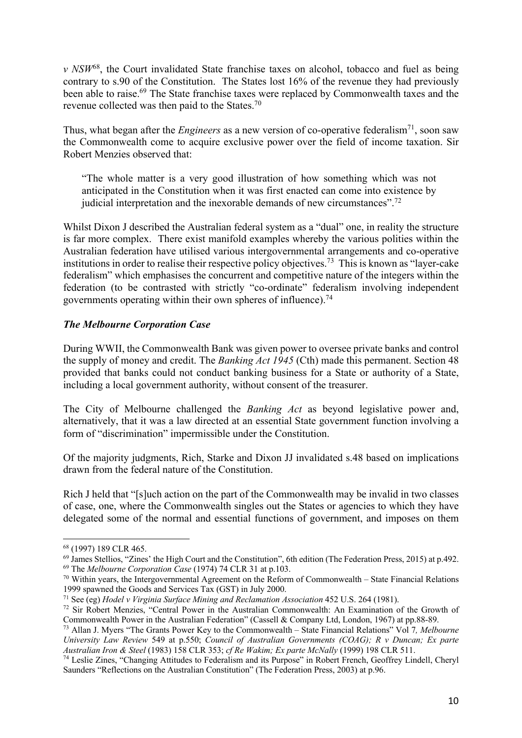*v NSW*[68], the Court invalidated State franchise taxes on alcohol, tobacco and fuel as being contrary to s.90 of the Constitution. The States lost 16% of the revenue they had previously been able to raise.[69] The State franchise taxes were replaced by Commonwealth taxes and the revenue collected was then paid to the States.[70]

Thus, what began after the *Engineers* as a new version of co-operative federalism[71], soon saw the Commonwealth come to acquire exclusive power over the field of income taxation. Sir Robert Menzies observed that:

> "The whole matter is a very good illustration of how something which was not anticipated in the Constitution when it was first enacted can come into existence by judicial interpretation and the inexorable demands of new circumstances".[72]

Whilst Dixon J described the Australian federal system as a "dual" one, in reality the structure is far more complex. There exist manifold examples whereby the various polities within the Australian federation have utilised various intergovernmental arrangements and co-operative institutions in order to realise their respective policy objectives.[73] This is known as "layer-cake federalism" which emphasises the concurrent and competitive nature of the integers within the federation (to be contrasted with strictly "co-ordinate" federalism involving independent governments operating within their own spheres of influence).[74]

### *The Melbourne Corporation Case*

During WWII, the Commonwealth Bank was given power to oversee private banks and control the supply of money and credit. The *Banking Act 1945* (Cth) made this permanent. Section 48 provided that banks could not conduct banking business for a State or authority of a State, including a local government authority, without consent of the treasurer.

The City of Melbourne challenged the *Banking Act* as beyond legislative power and, alternatively, that it was a law directed at an essential State government function involving a form of "discrimination" impermissible under the Constitution.

Of the majority judgments, Rich, Starke and Dixon JJ invalidated s.48 based on implications drawn from the federal nature of the Constitution.

Rich J held that "[s]uch action on the part of the Commonwealth may be invalid in two classes of case, one, where the Commonwealth singles out the States or agencies to which they have delegated some of the normal and essential functions of government, and imposes on them

---

[68] (1997) 189 CLR 465.

[69] James Stellios, "Zines' the High Court and the Constitution", 6th edition (The Federation Press, 2015) at p.492.

[69] The *Melbourne Corporation Case* (1974) 74 CLR 31 at p.103.

[70] Within years, the Intergovernmental Agreement on the Reform of Commonwealth – State Financial Relations 1999 spawned the Goods and Services Tax (GST) in July 2000.

[71] See (eg) *Hodel v Virginia Surface Mining and Reclamation Association* 452 U.S. 264 (1981).

[72] Sir Robert Menzies, "Central Power in the Australian Commonwealth: An Examination of the Growth of Commonwealth Power in the Australian Federation" (Cassell & Company Ltd, London, 1967) at pp.88-89.

[73] Allan J. Myers "The Grants Power Key to the Commonwealth – State Financial Relations" Vol 7*, Melbourne University Law Review* 549 at p.550; *Council of Australian Governments (COAG); R v Duncan; Ex parte Australian Iron & Steel* (1983) 158 CLR 353; *cf Re Wakim; Ex parte McNally* (1999) 198 CLR 511.

[74] Leslie Zines, "Changing Attitudes to Federalism and its Purpose" in Robert French, Geoffrey Lindell, Cheryl Saunders "Reflections on the Australian Constitution" (The Federation Press, 2003) at p.96.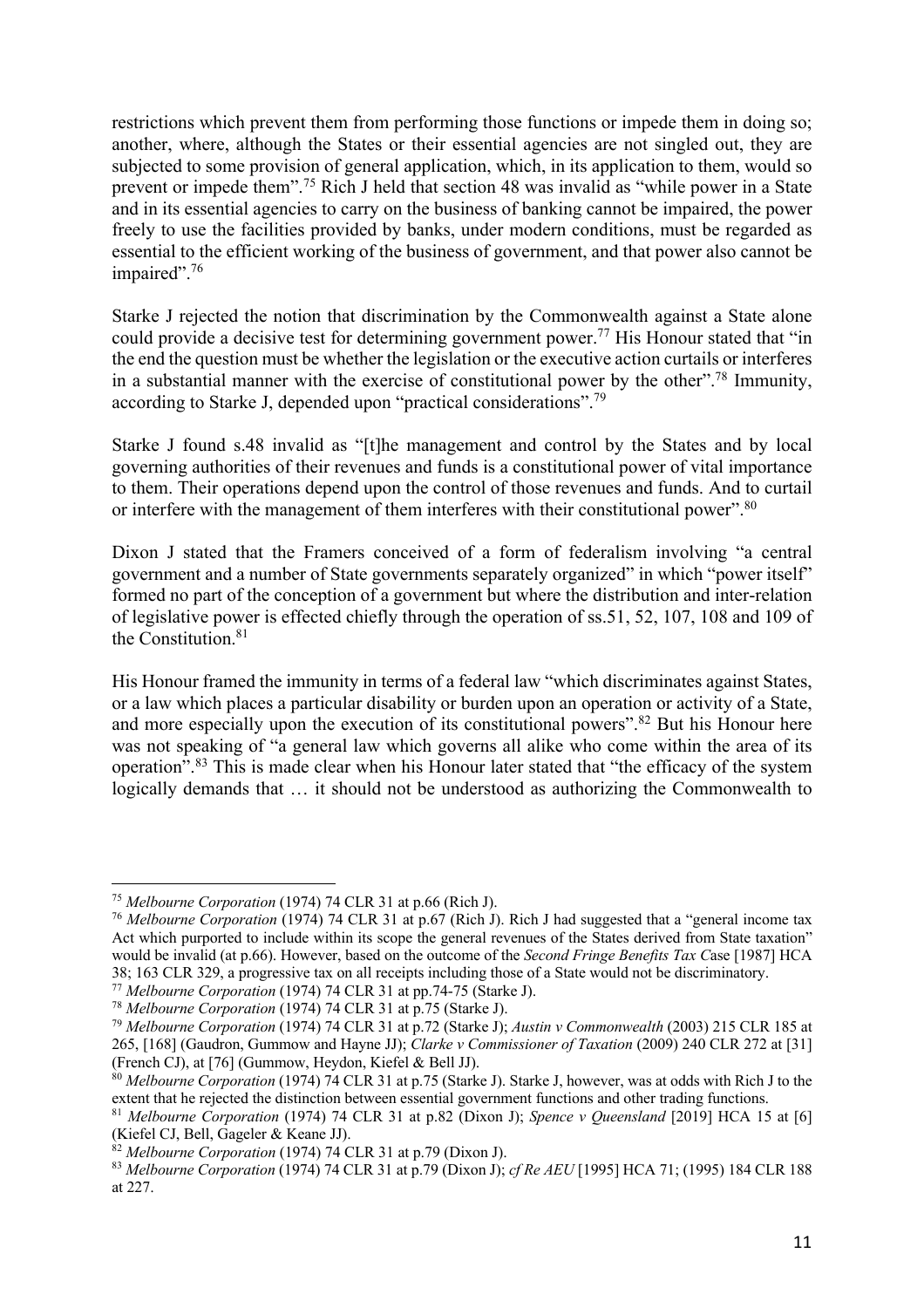restrictions which prevent them from performing those functions or impede them in doing so; another, where, although the States or their essential agencies are not singled out, they are subjected to some provision of general application, which, in its application to them, would so prevent or impede them".[75] Rich J held that section 48 was invalid as "while power in a State and in its essential agencies to carry on the business of banking cannot be impaired, the power freely to use the facilities provided by banks, under modern conditions, must be regarded as essential to the efficient working of the business of government, and that power also cannot be impaired".[76]

Starke J rejected the notion that discrimination by the Commonwealth against a State alone could provide a decisive test for determining government power.[77] His Honour stated that "in the end the question must be whether the legislation or the executive action curtails or interferes in a substantial manner with the exercise of constitutional power by the other".[78] Immunity, according to Starke J, depended upon "practical considerations".[79]

Starke J found s.48 invalid as "[t]he management and control by the States and by local governing authorities of their revenues and funds is a constitutional power of vital importance to them. Their operations depend upon the control of those revenues and funds. And to curtail or interfere with the management of them interferes with their constitutional power".[80]

Dixon J stated that the Framers conceived of a form of federalism involving "a central government and a number of State governments separately organized" in which "power itself" formed no part of the conception of a government but where the distribution and inter-relation of legislative power is effected chiefly through the operation of ss.51, 52, 107, 108 and 109 of the Constitution.[81]

His Honour framed the immunity in terms of a federal law "which discriminates against States, or a law which places a particular disability or burden upon an operation or activity of a State, and more especially upon the execution of its constitutional powers".[82] But his Honour here was not speaking of "a general law which governs all alike who come within the area of its operation".[83] This is made clear when his Honour later stated that "the efficacy of the system logically demands that … it should not be understood as authorizing the Commonwealth to

---

[75] *Melbourne Corporation* (1974) 74 CLR 31 at p.66 (Rich J).

[76] *Melbourne Corporation* (1974) 74 CLR 31 at p.67 (Rich J). Rich J had suggested that a "general income tax Act which purported to include within its scope the general revenues of the States derived from State taxation" would be invalid (at p.66). However, based on the outcome of the *Second Fringe Benefits Tax Ca*se [1987] HCA 38; 163 CLR 329, a progressive tax on all receipts including those of a State would not be discriminatory.

[77] *Melbourne Corporation* (1974) 74 CLR 31 at pp.74-75 (Starke J).

[78] *Melbourne Corporation* (1974) 74 CLR 31 at p.75 (Starke J).

[79] *Melbourne Corporation* (1974) 74 CLR 31 at p.72 (Starke J); *Austin v Commonwealth* (2003) 215 CLR 185 at 265, [168] (Gaudron, Gummow and Hayne JJ); *Clarke v Commissioner of Taxation* (2009) 240 CLR 272 at [31] (French CJ), at [76] (Gummow, Heydon, Kiefel & Bell JJ).

[80] *Melbourne Corporation* (1974) 74 CLR 31 at p.75 (Starke J). Starke J, however, was at odds with Rich J to the extent that he rejected the distinction between essential government functions and other trading functions.

[81] *Melbourne Corporation* (1974) 74 CLR 31 at p.82 (Dixon J); *Spence v Queensland* [2019] HCA 15 at [6] (Kiefel CJ, Bell, Gageler & Keane JJ).

[82] *Melbourne Corporation* (1974) 74 CLR 31 at p.79 (Dixon J).

[83] *Melbourne Corporation* (1974) 74 CLR 31 at p.79 (Dixon J); *cf Re AEU* [1995] HCA 71; (1995) 184 CLR 188 at 227.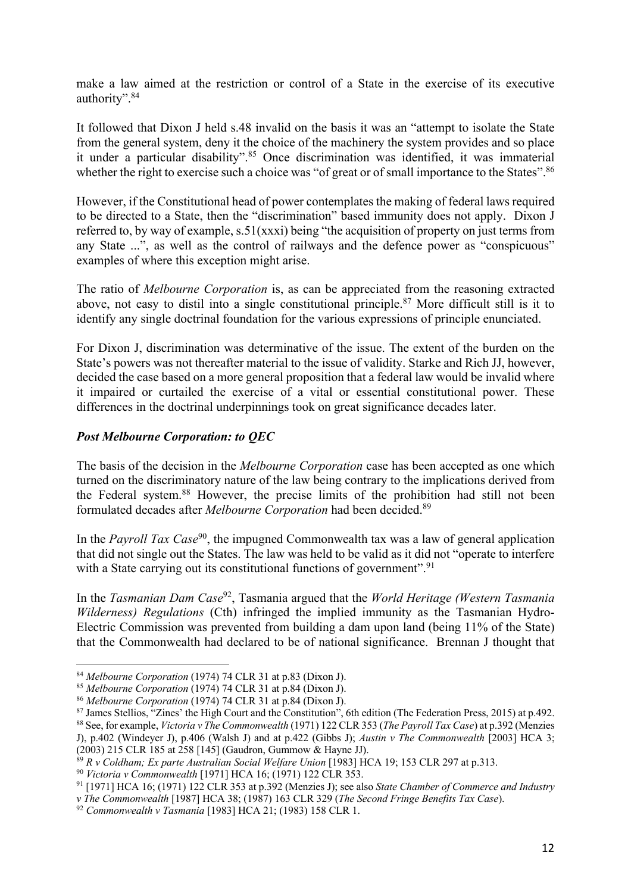make a law aimed at the restriction or control of a State in the exercise of its executive authority".[84]

It followed that Dixon J held s.48 invalid on the basis it was an "attempt to isolate the State from the general system, deny it the choice of the machinery the system provides and so place it under a particular disability".[85] Once discrimination was identified, it was immaterial whether the right to exercise such a choice was "of great or of small importance to the States".[86]

However, if the Constitutional head of power contemplates the making of federal laws required to be directed to a State, then the "discrimination" based immunity does not apply. Dixon J referred to, by way of example, s.51(xxxi) being "the acquisition of property on just terms from any State ...", as well as the control of railways and the defence power as "conspicuous" examples of where this exception might arise.

The ratio of *Melbourne Corporation* is, as can be appreciated from the reasoning extracted above, not easy to distil into a single constitutional principle.[87] More difficult still is it to identify any single doctrinal foundation for the various expressions of principle enunciated.

For Dixon J, discrimination was determinative of the issue. The extent of the burden on the State's powers was not thereafter material to the issue of validity. Starke and Rich JJ, however, decided the case based on a more general proposition that a federal law would be invalid where it impaired or curtailed the exercise of a vital or essential constitutional power. These differences in the doctrinal underpinnings took on great significance decades later.

### *Post Melbourne Corporation: to QEC*

The basis of the decision in the *Melbourne Corporation* case has been accepted as one which turned on the discriminatory nature of the law being contrary to the implications derived from the Federal system.[88] However, the precise limits of the prohibition had still not been formulated decades after *Melbourne Corporation* had been decided.[89]

In the *Payroll Tax Case*[90], the impugned Commonwealth tax was a law of general application that did not single out the States. The law was held to be valid as it did not "operate to interfere with a State carrying out its constitutional functions of government".[91]

In the *Tasmanian Dam Case*[92], Tasmania argued that the *World Heritage (Western Tasmania Wilderness) Regulations* (Cth) infringed the implied immunity as the Tasmanian Hydro-Electric Commission was prevented from building a dam upon land (being 11% of the State) that the Commonwealth had declared to be of national significance. Brennan J thought that

---

[84] *Melbourne Corporation* (1974) 74 CLR 31 at p.83 (Dixon J).

[85] *Melbourne Corporation* (1974) 74 CLR 31 at p.84 (Dixon J).

[86] *Melbourne Corporation* (1974) 74 CLR 31 at p.84 (Dixon J).

[87] James Stellios, "Zines' the High Court and the Constitution", 6th edition (The Federation Press, 2015) at p.492.

[88] See, for example, *Victoria v The Commonwealth* (1971) 122 CLR 353 (*The Payroll Tax Case*) at p.392 (Menzies J), p.402 (Windeyer J), p.406 (Walsh J) and at p.422 (Gibbs J); *Austin v The Commonwealth* [2003] HCA 3; (2003) 215 CLR 185 at 258 [145] (Gaudron, Gummow & Hayne JJ).

[89] *R v Coldham; Ex parte Australian Social Welfare Union* [1983] HCA 19; 153 CLR 297 at p.313.

[90] *Victoria v Commonwealth* [1971] HCA 16; (1971) 122 CLR 353.

[91] [1971] HCA 16; (1971) 122 CLR 353 at p.392 (Menzies J); see also *State Chamber of Commerce and Industry v The Commonwealth* [1987] HCA 38; (1987) 163 CLR 329 (*The Second Fringe Benefits Tax Case*).

[92] *Commonwealth v Tasmania* [1983] HCA 21; (1983) 158 CLR 1.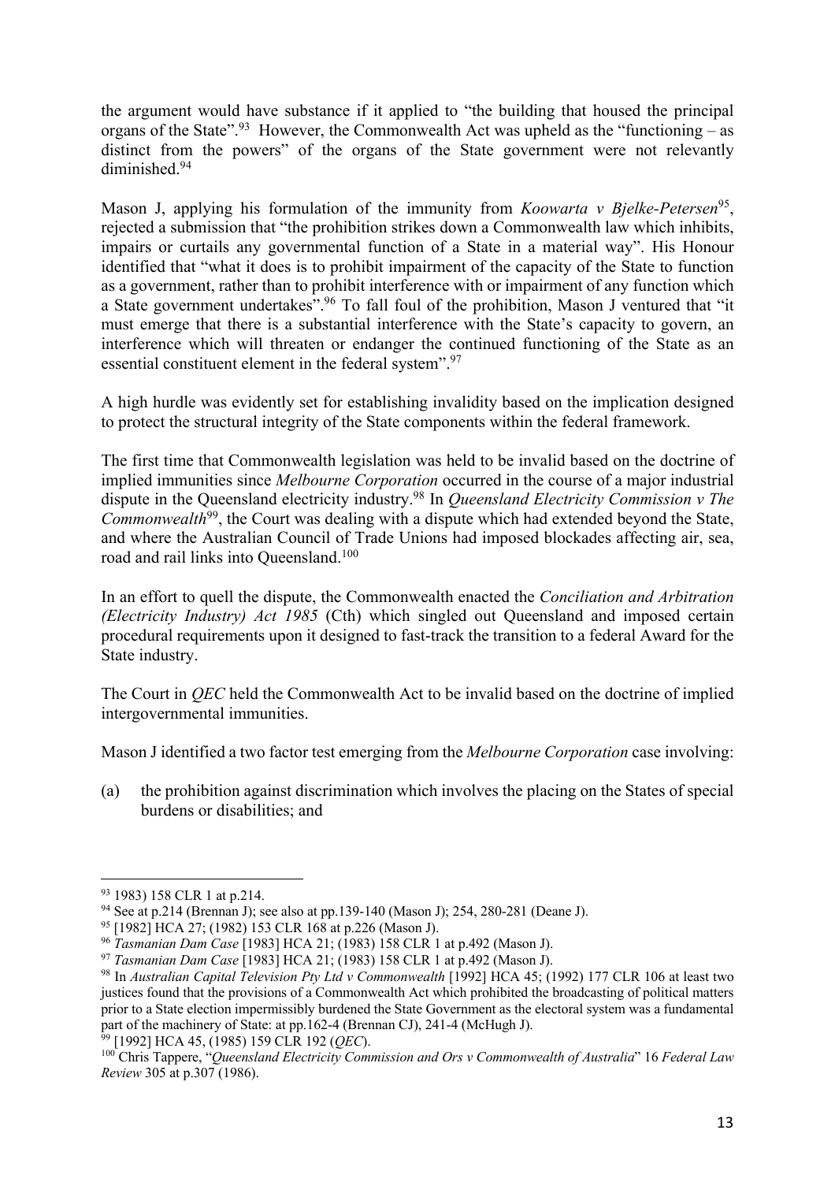the argument would have substance if it applied to "the building that housed the principal organs of the State".[93] However, the Commonwealth Act was upheld as the "functioning – as distinct from the powers" of the organs of the State government were not relevantly diminished.[94]

Mason J, applying his formulation of the immunity from *Koowarta v Bjelke-Petersen*[95], rejected a submission that "the prohibition strikes down a Commonwealth law which inhibits, impairs or curtails any governmental function of a State in a material way". His Honour identified that "what it does is to prohibit impairment of the capacity of the State to function as a government, rather than to prohibit interference with or impairment of any function which a State government undertakes".[96] To fall foul of the prohibition, Mason J ventured that "it must emerge that there is a substantial interference with the State's capacity to govern, an interference which will threaten or endanger the continued functioning of the State as an essential constituent element in the federal system".[97]

A high hurdle was evidently set for establishing invalidity based on the implication designed to protect the structural integrity of the State components within the federal framework.

The first time that Commonwealth legislation was held to be invalid based on the doctrine of implied immunities since *Melbourne Corporation* occurred in the course of a major industrial dispute in the Queensland electricity industry.[98] In *Queensland Electricity Commission v The Commonwealth*[99], the Court was dealing with a dispute which had extended beyond the State, and where the Australian Council of Trade Unions had imposed blockades affecting air, sea, road and rail links into Queensland.[100]

In an effort to quell the dispute, the Commonwealth enacted the *Conciliation and Arbitration (Electricity Industry) Act 1985* (Cth) which singled out Queensland and imposed certain procedural requirements upon it designed to fast-track the transition to a federal Award for the State industry.

The Court in *QEC* held the Commonwealth Act to be invalid based on the doctrine of implied intergovernmental immunities.

Mason J identified a two factor test emerging from the *Melbourne Corporation* case involving:

(a) the prohibition against discrimination which involves the placing on the States of special burdens or disabilities; and

---

[93] 1983) 158 CLR 1 at p.214.

[94] See at p.214 (Brennan J); see also at pp.139-140 (Mason J); 254, 280-281 (Deane J).

[95] [1982] HCA 27; (1982) 153 CLR 168 at p.226 (Mason J).

[96] *Tasmanian Dam Case* [1983] HCA 21; (1983) 158 CLR 1 at p.492 (Mason J).

[97] *Tasmanian Dam Case* [1983] HCA 21; (1983) 158 CLR 1 at p.492 (Mason J).

[98] In *Australian Capital Television Pty Ltd v Commonwealth* [1992] HCA 45; (1992) 177 CLR 106 at least two justices found that the provisions of a Commonwealth Act which prohibited the broadcasting of political matters prior to a State election impermissibly burdened the State Government as the electoral system was a fundamental part of the machinery of State: at pp.162-4 (Brennan CJ), 241-4 (McHugh J).

[99] [1992] HCA 45, (1985) 159 CLR 192 (*QEC*).

[100] Chris Tappere, "*Queensland Electricity Commission and Ors v Commonwealth of Australia*" 16 *Federal Law Review* 305 at p.307 (1986).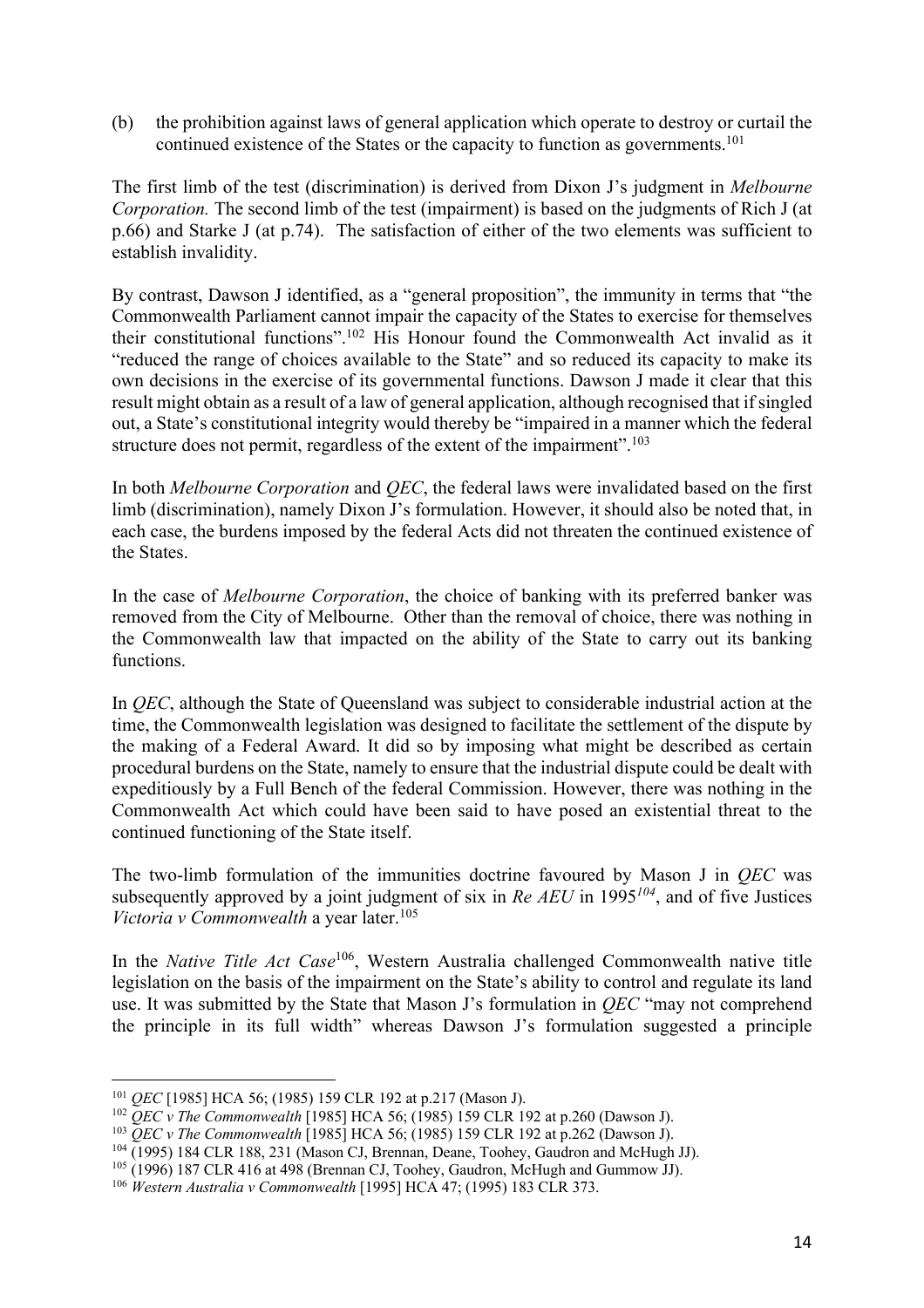(b) the prohibition against laws of general application which operate to destroy or curtail the continued existence of the States or the capacity to function as governments.[101]

The first limb of the test (discrimination) is derived from Dixon J's judgment in *Melbourne Corporation.* The second limb of the test (impairment) is based on the judgments of Rich J (at p.66) and Starke J (at p.74). The satisfaction of either of the two elements was sufficient to establish invalidity.

By contrast, Dawson J identified, as a "general proposition", the immunity in terms that "the Commonwealth Parliament cannot impair the capacity of the States to exercise for themselves their constitutional functions".[102] His Honour found the Commonwealth Act invalid as it "reduced the range of choices available to the State" and so reduced its capacity to make its own decisions in the exercise of its governmental functions. Dawson J made it clear that this result might obtain as a result of a law of general application, although recognised that if singled out, a State's constitutional integrity would thereby be "impaired in a manner which the federal structure does not permit, regardless of the extent of the impairment".[103]

In both *Melbourne Corporation* and *QEC*, the federal laws were invalidated based on the first limb (discrimination), namely Dixon J's formulation. However, it should also be noted that, in each case, the burdens imposed by the federal Acts did not threaten the continued existence of the States.

In the case of *Melbourne Corporation*, the choice of banking with its preferred banker was removed from the City of Melbourne. Other than the removal of choice, there was nothing in the Commonwealth law that impacted on the ability of the State to carry out its banking functions.

In *QEC*, although the State of Queensland was subject to considerable industrial action at the time, the Commonwealth legislation was designed to facilitate the settlement of the dispute by the making of a Federal Award. It did so by imposing what might be described as certain procedural burdens on the State, namely to ensure that the industrial dispute could be dealt with expeditiously by a Full Bench of the federal Commission. However, there was nothing in the Commonwealth Act which could have been said to have posed an existential threat to the continued functioning of the State itself.

The two-limb formulation of the immunities doctrine favoured by Mason J in *QEC* was subsequently approved by a joint judgment of six in *Re AEU* in 1995[104], and of five Justices *Victoria v Commonwealth* a year later.[105]

In the *Native Title Act Case*[106], Western Australia challenged Commonwealth native title legislation on the basis of the impairment on the State's ability to control and regulate its land use. It was submitted by the State that Mason J's formulation in *QEC* "may not comprehend the principle in its full width" whereas Dawson J's formulation suggested a principle

---

[101] *QEC* [1985] HCA 56; (1985) 159 CLR 192 at p.217 (Mason J).

[102] *QEC v The Commonwealth* [1985] HCA 56; (1985) 159 CLR 192 at p.260 (Dawson J).

[103] *QEC v The Commonwealth* [1985] HCA 56; (1985) 159 CLR 192 at p.262 (Dawson J).

[104] (1995) 184 CLR 188, 231 (Mason CJ, Brennan, Deane, Toohey, Gaudron and McHugh JJ).

[105] (1996) 187 CLR 416 at 498 (Brennan CJ, Toohey, Gaudron, McHugh and Gummow JJ).

[106] *Western Australia v Commonwealth* [1995] HCA 47; (1995) 183 CLR 373.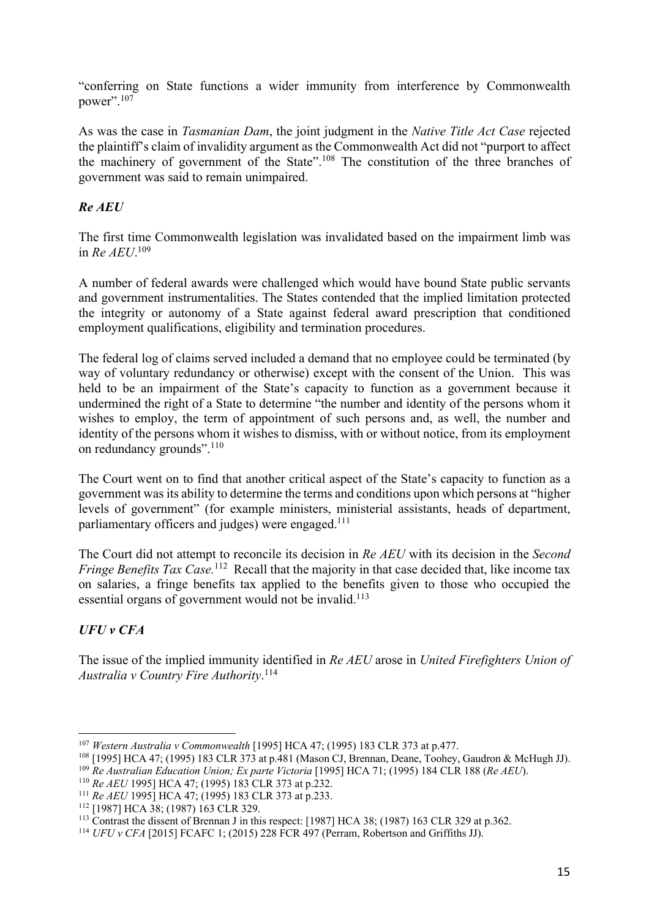"conferring on State functions a wider immunity from interference by Commonwealth power".[107]

As was the case in *Tasmanian Dam*, the joint judgment in the *Native Title Act Case* rejected the plaintiff's claim of invalidity argument as the Commonwealth Act did not "purport to affect the machinery of government of the State".[108] The constitution of the three branches of government was said to remain unimpaired.

### *Re AEU*

The first time Commonwealth legislation was invalidated based on the impairment limb was in *Re AEU*.[109]

A number of federal awards were challenged which would have bound State public servants and government instrumentalities. The States contended that the implied limitation protected the integrity or autonomy of a State against federal award prescription that conditioned employment qualifications, eligibility and termination procedures.

The federal log of claims served included a demand that no employee could be terminated (by way of voluntary redundancy or otherwise) except with the consent of the Union. This was held to be an impairment of the State's capacity to function as a government because it undermined the right of a State to determine "the number and identity of the persons whom it wishes to employ, the term of appointment of such persons and, as well, the number and identity of the persons whom it wishes to dismiss, with or without notice, from its employment on redundancy grounds".[110]

The Court went on to find that another critical aspect of the State's capacity to function as a government was its ability to determine the terms and conditions upon which persons at "higher levels of government" (for example ministers, ministerial assistants, heads of department, parliamentary officers and judges) were engaged.[111]

The Court did not attempt to reconcile its decision in *Re AEU* with its decision in the *Second Fringe Benefits Tax Case.*[112] Recall that the majority in that case decided that, like income tax on salaries, a fringe benefits tax applied to the benefits given to those who occupied the essential organs of government would not be invalid.[113]

### *UFU v CFA*

The issue of the implied immunity identified in *Re AEU* arose in *United Firefighters Union of Australia v Country Fire Authority*.[114]

---

[107] *Western Australia v Commonwealth* [1995] HCA 47; (1995) 183 CLR 373 at p.477.

[108] [1995] HCA 47; (1995) 183 CLR 373 at p.481 (Mason CJ, Brennan, Deane, Toohey, Gaudron & McHugh JJ).

[109] *Re Australian Education Union; Ex parte Victoria* [1995] HCA 71; (1995) 184 CLR 188 (*Re AEU*).

[110] *Re AEU* 1995] HCA 47; (1995) 183 CLR 373 at p.232.

[111] *Re AEU* 1995] HCA 47; (1995) 183 CLR 373 at p.233.

[112] [1987] HCA 38; (1987) 163 CLR 329.

[113] Contrast the dissent of Brennan J in this respect: [1987] HCA 38; (1987) 163 CLR 329 at p.362.

[114] *UFU v CFA* [2015] FCAFC 1; (2015) 228 FCR 497 (Perram, Robertson and Griffiths JJ).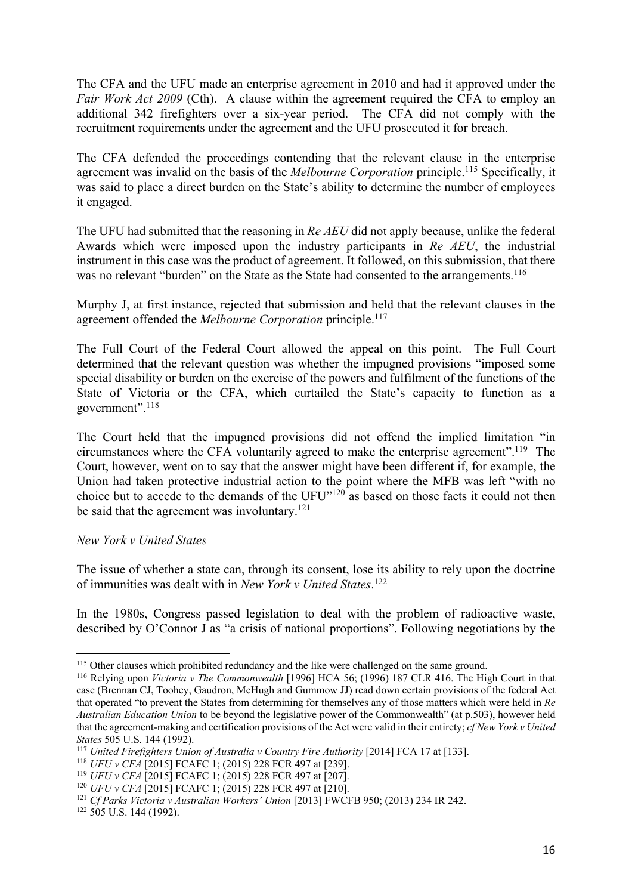The CFA and the UFU made an enterprise agreement in 2010 and had it approved under the *Fair Work Act 2009* (Cth). A clause within the agreement required the CFA to employ an additional 342 firefighters over a six-year period. The CFA did not comply with the recruitment requirements under the agreement and the UFU prosecuted it for breach.

The CFA defended the proceedings contending that the relevant clause in the enterprise agreement was invalid on the basis of the *Melbourne Corporation* principle.[115] Specifically, it was said to place a direct burden on the State's ability to determine the number of employees it engaged.

The UFU had submitted that the reasoning in *Re AEU* did not apply because, unlike the federal Awards which were imposed upon the industry participants in *Re AEU*, the industrial instrument in this case was the product of agreement. It followed, on this submission, that there was no relevant "burden" on the State as the State had consented to the arrangements.[116]

Murphy J, at first instance, rejected that submission and held that the relevant clauses in the agreement offended the *Melbourne Corporation* principle.[117]

The Full Court of the Federal Court allowed the appeal on this point. The Full Court determined that the relevant question was whether the impugned provisions "imposed some special disability or burden on the exercise of the powers and fulfilment of the functions of the State of Victoria or the CFA, which curtailed the State's capacity to function as a government".[118]

The Court held that the impugned provisions did not offend the implied limitation "in circumstances where the CFA voluntarily agreed to make the enterprise agreement".[119] The Court, however, went on to say that the answer might have been different if, for example, the Union had taken protective industrial action to the point where the MFB was left "with no choice but to accede to the demands of the UFU"[120] as based on those facts it could not then be said that the agreement was involuntary.[121]

*New York v United States*

The issue of whether a state can, through its consent, lose its ability to rely upon the doctrine of immunities was dealt with in *New York v United States*.[122]

In the 1980s, Congress passed legislation to deal with the problem of radioactive waste, described by O'Connor J as "a crisis of national proportions". Following negotiations by the

---

[115] Other clauses which prohibited redundancy and the like were challenged on the same ground.

[116] Relying upon *Victoria v The Commonwealth* [1996] HCA 56; (1996) 187 CLR 416. The High Court in that case (Brennan CJ, Toohey, Gaudron, McHugh and Gummow JJ) read down certain provisions of the federal Act that operated "to prevent the States from determining for themselves any of those matters which were held in *Re Australian Education Union* to be beyond the legislative power of the Commonwealth" (at p.503), however held that the agreement-making and certification provisions of the Act were valid in their entirety; *cf New York v United States* 505 U.S. 144 (1992).

[117] *United Firefighters Union of Australia v Country Fire Authority* [2014] FCA 17 at [133].

[118] *UFU v CFA* [2015] FCAFC 1; (2015) 228 FCR 497 at [239].

[119] *UFU v CFA* [2015] FCAFC 1; (2015) 228 FCR 497 at [207].

[120] *UFU v CFA* [2015] FCAFC 1; (2015) 228 FCR 497 at [210].

[121] *Cf Parks Victoria v Australian Workers' Union* [2013] FWCFB 950; (2013) 234 IR 242.

[122] 505 U.S. 144 (1992).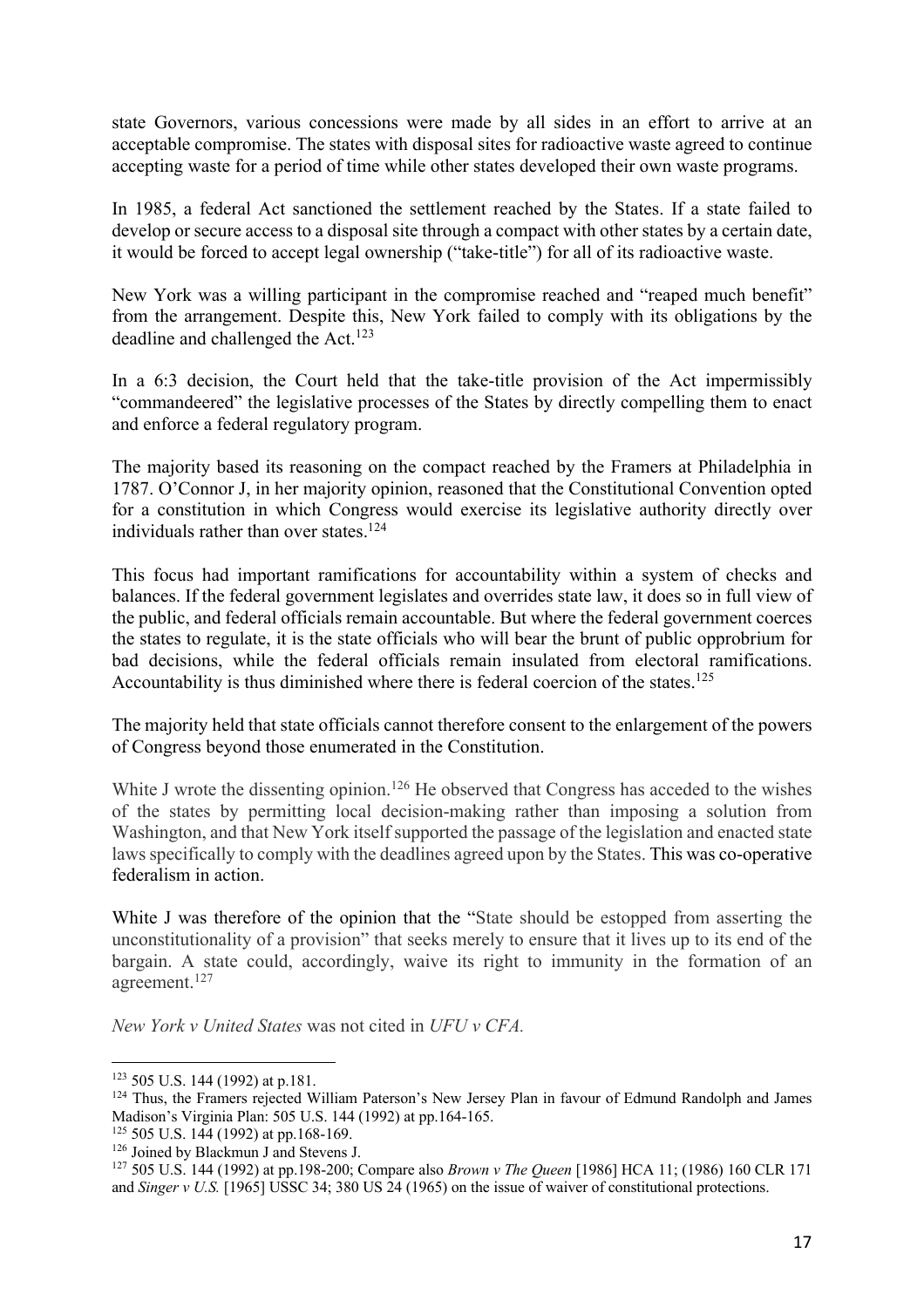state Governors, various concessions were made by all sides in an effort to arrive at an acceptable compromise. The states with disposal sites for radioactive waste agreed to continue accepting waste for a period of time while other states developed their own waste programs.

In 1985, a federal Act sanctioned the settlement reached by the States. If a state failed to develop or secure access to a disposal site through a compact with other states by a certain date, it would be forced to accept legal ownership ("take-title") for all of its radioactive waste.

New York was a willing participant in the compromise reached and "reaped much benefit" from the arrangement. Despite this, New York failed to comply with its obligations by the deadline and challenged the Act.[123]

In a 6:3 decision, the Court held that the take-title provision of the Act impermissibly "commandeered" the legislative processes of the States by directly compelling them to enact and enforce a federal regulatory program.

The majority based its reasoning on the compact reached by the Framers at Philadelphia in 1787. O'Connor J, in her majority opinion, reasoned that the Constitutional Convention opted for a constitution in which Congress would exercise its legislative authority directly over individuals rather than over states.[124]

This focus had important ramifications for accountability within a system of checks and balances. If the federal government legislates and overrides state law, it does so in full view of the public, and federal officials remain accountable. But where the federal government coerces the states to regulate, it is the state officials who will bear the brunt of public opprobrium for bad decisions, while the federal officials remain insulated from electoral ramifications. Accountability is thus diminished where there is federal coercion of the states.[125]

The majority held that state officials cannot therefore consent to the enlargement of the powers of Congress beyond those enumerated in the Constitution.

White J wrote the dissenting opinion.[126] He observed that Congress has acceded to the wishes of the states by permitting local decision-making rather than imposing a solution from Washington, and that New York itself supported the passage of the legislation and enacted state laws specifically to comply with the deadlines agreed upon by the States. This was co-operative federalism in action.

White J was therefore of the opinion that the "State should be estopped from asserting the unconstitutionality of a provision" that seeks merely to ensure that it lives up to its end of the bargain. A state could, accordingly, waive its right to immunity in the formation of an agreement.[127]

*New York v United States* was not cited in *UFU v CFA.*

---

[123] 505 U.S. 144 (1992) at p.181.

[124] Thus, the Framers rejected William Paterson's New Jersey Plan in favour of Edmund Randolph and James Madison's Virginia Plan: 505 U.S. 144 (1992) at pp.164-165.

[125] 505 U.S. 144 (1992) at pp.168-169.

[126] Joined by Blackmun J and Stevens J.

[127] 505 U.S. 144 (1992) at pp.198-200; Compare also *Brown v The Queen* [1986] HCA 11; (1986) 160 CLR 171 and *Singer v U.S.* [1965] USSC 34; 380 US 24 (1965) on the issue of waiver of constitutional protections.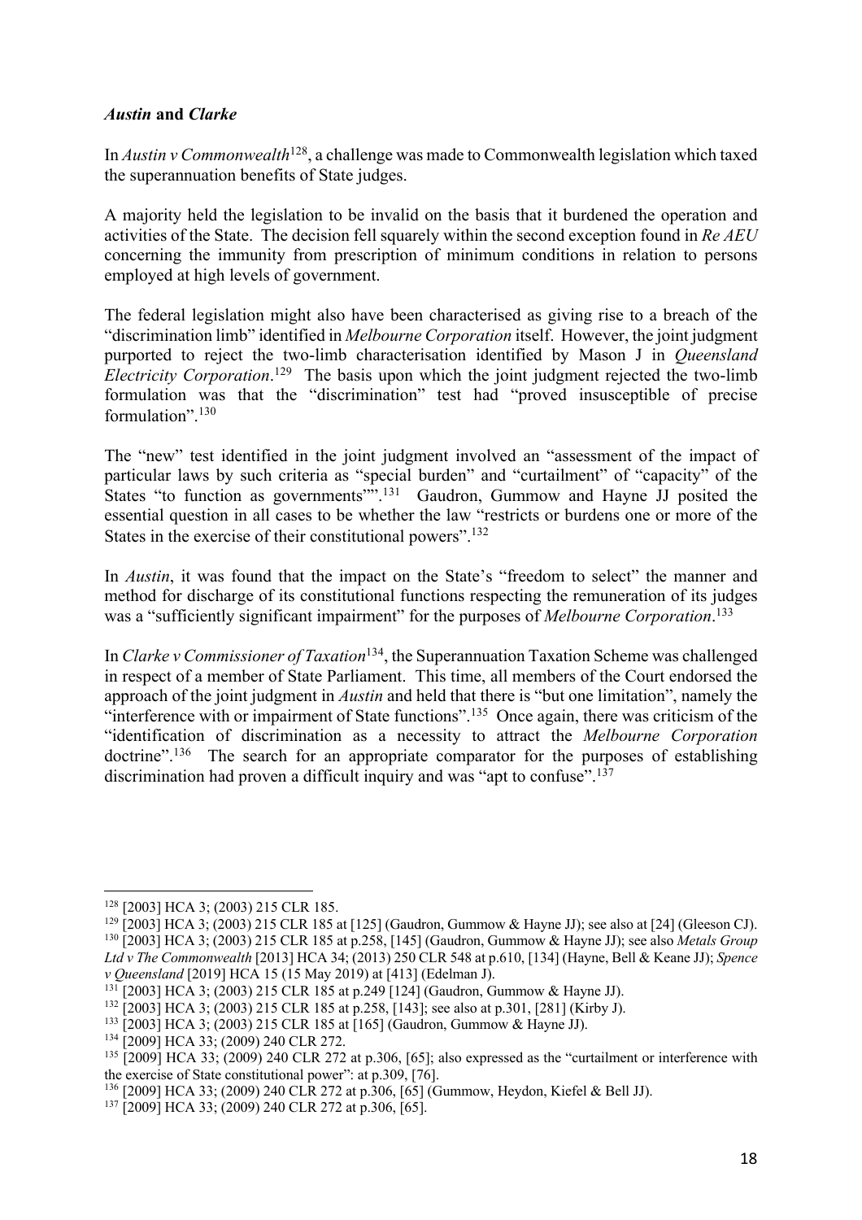### *Austin* and *Clarke*

In *Austin v Commonwealth*[128], a challenge was made to Commonwealth legislation which taxed the superannuation benefits of State judges.

A majority held the legislation to be invalid on the basis that it burdened the operation and activities of the State. The decision fell squarely within the second exception found in *Re AEU* concerning the immunity from prescription of minimum conditions in relation to persons employed at high levels of government.

The federal legislation might also have been characterised as giving rise to a breach of the "discrimination limb" identified in *Melbourne Corporation* itself. However, the joint judgment purported to reject the two-limb characterisation identified by Mason J in *Queensland Electricity Corporation*.[129] The basis upon which the joint judgment rejected the two-limb formulation was that the "discrimination" test had "proved insusceptible of precise formulation".[130]

The "new" test identified in the joint judgment involved an "assessment of the impact of particular laws by such criteria as "special burden" and "curtailment" of "capacity" of the States "to function as governments"".[131] Gaudron, Gummow and Hayne JJ posited the essential question in all cases to be whether the law "restricts or burdens one or more of the States in the exercise of their constitutional powers".[132]

In *Austin*, it was found that the impact on the State's "freedom to select" the manner and method for discharge of its constitutional functions respecting the remuneration of its judges was a "sufficiently significant impairment" for the purposes of *Melbourne Corporation*.[133]

In *Clarke v Commissioner of Taxation*[134], the Superannuation Taxation Scheme was challenged in respect of a member of State Parliament. This time, all members of the Court endorsed the approach of the joint judgment in *Austin* and held that there is "but one limitation", namely the "interference with or impairment of State functions".[135] Once again, there was criticism of the "identification of discrimination as a necessity to attract the *Melbourne Corporation* doctrine".[136] The search for an appropriate comparator for the purposes of establishing discrimination had proven a difficult inquiry and was "apt to confuse".[137]

---

[128] [2003] HCA 3; (2003) 215 CLR 185.

[129] [2003] HCA 3; (2003) 215 CLR 185 at [125] (Gaudron, Gummow & Hayne JJ); see also at [24] (Gleeson CJ).

[130] [2003] HCA 3; (2003) 215 CLR 185 at p.258, [145] (Gaudron, Gummow & Hayne JJ); see also *Metals Group Ltd v The Commonwealth* [2013] HCA 34; (2013) 250 CLR 548 at p.610, [134] (Hayne, Bell & Keane JJ); *Spence v Queensland* [2019] HCA 15 (15 May 2019) at [413] (Edelman J).

[131] [2003] HCA 3; (2003) 215 CLR 185 at p.249 [124] (Gaudron, Gummow & Hayne JJ).

[132] [2003] HCA 3; (2003) 215 CLR 185 at p.258, [143]; see also at p.301, [281] (Kirby J).

[133] [2003] HCA 3; (2003) 215 CLR 185 at [165] (Gaudron, Gummow & Hayne JJ).

[134] [2009] HCA 33; (2009) 240 CLR 272.

[135] [2009] HCA 33; (2009) 240 CLR 272 at p.306, [65]; also expressed as the "curtailment or interference with the exercise of State constitutional power": at p.309, [76].

[136] [2009] HCA 33; (2009) 240 CLR 272 at p.306, [65] (Gummow, Heydon, Kiefel & Bell JJ).

[137] [2009] HCA 33; (2009) 240 CLR 272 at p.306, [65].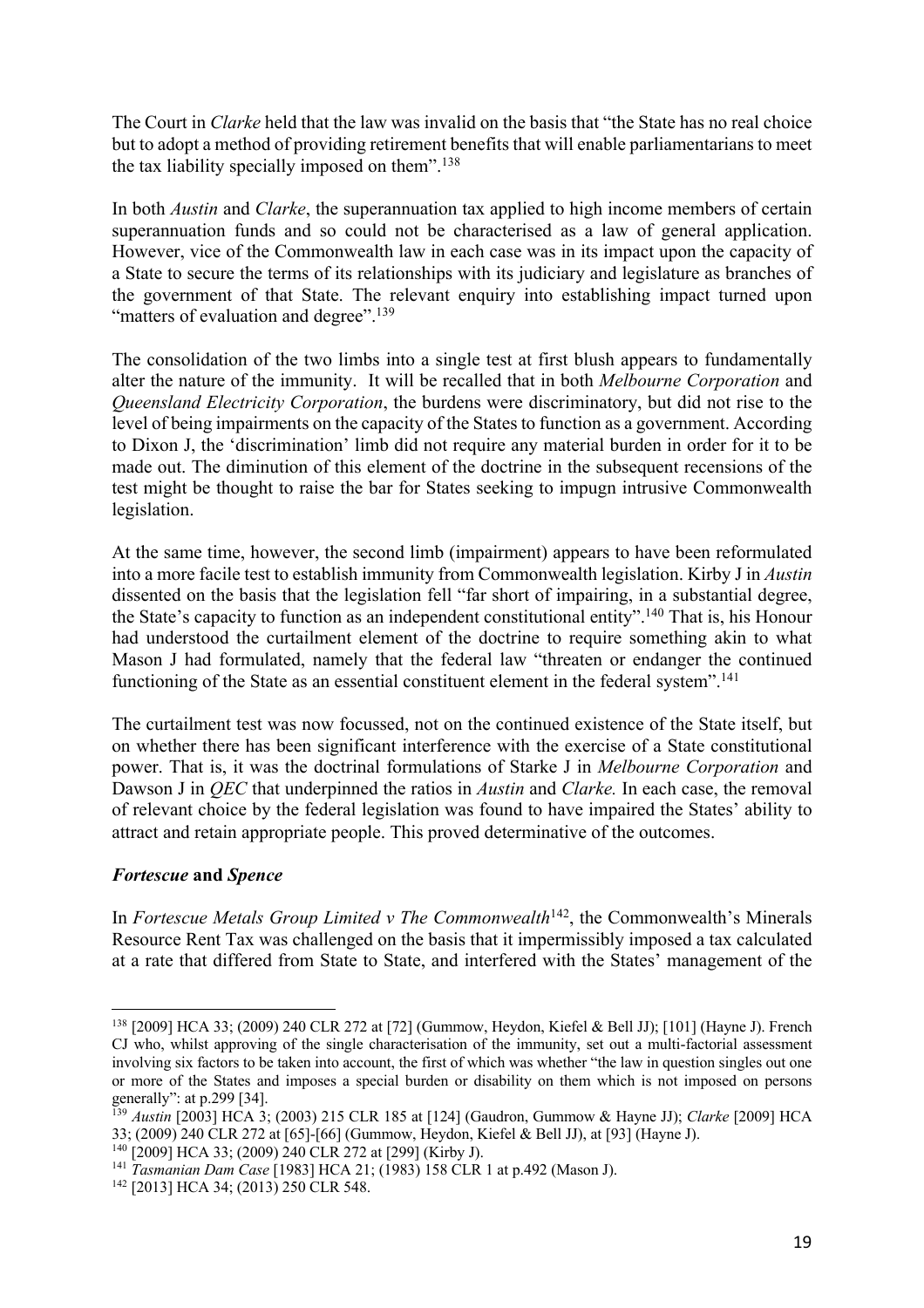The Court in *Clarke* held that the law was invalid on the basis that "the State has no real choice but to adopt a method of providing retirement benefits that will enable parliamentarians to meet the tax liability specially imposed on them".[138]

In both *Austin* and *Clarke*, the superannuation tax applied to high income members of certain superannuation funds and so could not be characterised as a law of general application. However, vice of the Commonwealth law in each case was in its impact upon the capacity of a State to secure the terms of its relationships with its judiciary and legislature as branches of the government of that State. The relevant enquiry into establishing impact turned upon "matters of evaluation and degree".[139]

The consolidation of the two limbs into a single test at first blush appears to fundamentally alter the nature of the immunity. It will be recalled that in both *Melbourne Corporation* and *Queensland Electricity Corporation*, the burdens were discriminatory, but did not rise to the level of being impairments on the capacity of the States to function as a government. According to Dixon J, the 'discrimination' limb did not require any material burden in order for it to be made out. The diminution of this element of the doctrine in the subsequent recensions of the test might be thought to raise the bar for States seeking to impugn intrusive Commonwealth legislation.

At the same time, however, the second limb (impairment) appears to have been reformulated into a more facile test to establish immunity from Commonwealth legislation. Kirby J in *Austin* dissented on the basis that the legislation fell "far short of impairing, in a substantial degree, the State's capacity to function as an independent constitutional entity".[140] That is, his Honour had understood the curtailment element of the doctrine to require something akin to what Mason J had formulated, namely that the federal law "threaten or endanger the continued functioning of the State as an essential constituent element in the federal system".[141]

The curtailment test was now focussed, not on the continued existence of the State itself, but on whether there has been significant interference with the exercise of a State constitutional power. That is, it was the doctrinal formulations of Starke J in *Melbourne Corporation* and Dawson J in *QEC* that underpinned the ratios in *Austin* and *Clarke.* In each case, the removal of relevant choice by the federal legislation was found to have impaired the States' ability to attract and retain appropriate people. This proved determinative of the outcomes.

### ***Fortescue* and *Spence***

In *Fortescue Metals Group Limited v The Commonwealth*[142], the Commonwealth's Minerals Resource Rent Tax was challenged on the basis that it impermissibly imposed a tax calculated at a rate that differed from State to State, and interfered with the States' management of the

---

[138] [2009] HCA 33; (2009) 240 CLR 272 at [72] (Gummow, Heydon, Kiefel & Bell JJ); [101] (Hayne J). French CJ who, whilst approving of the single characterisation of the immunity, set out a multi-factorial assessment involving six factors to be taken into account, the first of which was whether "the law in question singles out one or more of the States and imposes a special burden or disability on them which is not imposed on persons generally": at p.299 [34].

[139] *Austin* [2003] HCA 3; (2003) 215 CLR 185 at [124] (Gaudron, Gummow & Hayne JJ); *Clarke* [2009] HCA 33; (2009) 240 CLR 272 at [65]-[66] (Gummow, Heydon, Kiefel & Bell JJ), at [93] (Hayne J).

[140] [2009] HCA 33; (2009) 240 CLR 272 at [299] (Kirby J).

[141] *Tasmanian Dam Case* [1983] HCA 21; (1983) 158 CLR 1 at p.492 (Mason J).

[142] [2013] HCA 34; (2013) 250 CLR 548.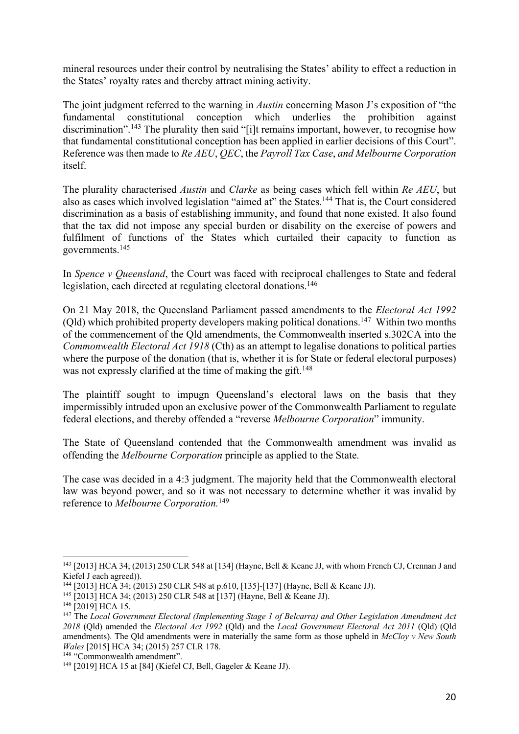mineral resources under their control by neutralising the States' ability to effect a reduction in the States' royalty rates and thereby attract mining activity.

The joint judgment referred to the warning in *Austin* concerning Mason J's exposition of "the fundamental constitutional conception which underlies the prohibition against discrimination".[143] The plurality then said "[i]t remains important, however, to recognise how that fundamental constitutional conception has been applied in earlier decisions of this Court". Reference was then made to *Re AEU*, *QEC*, the *Payroll Tax Case*, *and Melbourne Corporation* itself.

The plurality characterised *Austin* and *Clarke* as being cases which fell within *Re AEU*, but also as cases which involved legislation "aimed at" the States.[144] That is, the Court considered discrimination as a basis of establishing immunity, and found that none existed. It also found that the tax did not impose any special burden or disability on the exercise of powers and fulfilment of functions of the States which curtailed their capacity to function as governments.[145]

In *Spence v Queensland*, the Court was faced with reciprocal challenges to State and federal legislation, each directed at regulating electoral donations.[146]

On 21 May 2018, the Queensland Parliament passed amendments to the *Electoral Act 1992* (Qld) which prohibited property developers making political donations.[147] Within two months of the commencement of the Qld amendments, the Commonwealth inserted s.302CA into the *Commonwealth Electoral Act 1918* (Cth) as an attempt to legalise donations to political parties where the purpose of the donation (that is, whether it is for State or federal electoral purposes) was not expressly clarified at the time of making the gift.[148]

The plaintiff sought to impugn Queensland's electoral laws on the basis that they impermissibly intruded upon an exclusive power of the Commonwealth Parliament to regulate federal elections, and thereby offended a "reverse *Melbourne Corporation*" immunity.

The State of Queensland contended that the Commonwealth amendment was invalid as offending the *Melbourne Corporation* principle as applied to the State.

The case was decided in a 4:3 judgment. The majority held that the Commonwealth electoral law was beyond power, and so it was not necessary to determine whether it was invalid by reference to *Melbourne Corporation.*[149]

---

[143] [2013] HCA 34; (2013) 250 CLR 548 at [134] (Hayne, Bell & Keane JJ, with whom French CJ, Crennan J and Kiefel J each agreed)).

[144] [2013] HCA 34; (2013) 250 CLR 548 at p.610, [135]-[137] (Hayne, Bell & Keane JJ).

[145] [2013] HCA 34; (2013) 250 CLR 548 at [137] (Hayne, Bell & Keane JJ).

[146] [2019] HCA 15.

[147] The *Local Government Electoral (Implementing Stage 1 of Belcarra) and Other Legislation Amendment Act 2018* (Qld) amended the *Electoral Act 1992* (Qld) and the *Local Government Electoral Act 2011* (Qld) (Qld amendments). The Qld amendments were in materially the same form as those upheld in *McCloy v New South Wales* [2015] HCA 34; (2015) 257 CLR 178.

[148] "Commonwealth amendment".

[149] [2019] HCA 15 at [84] (Kiefel CJ, Bell, Gageler & Keane JJ).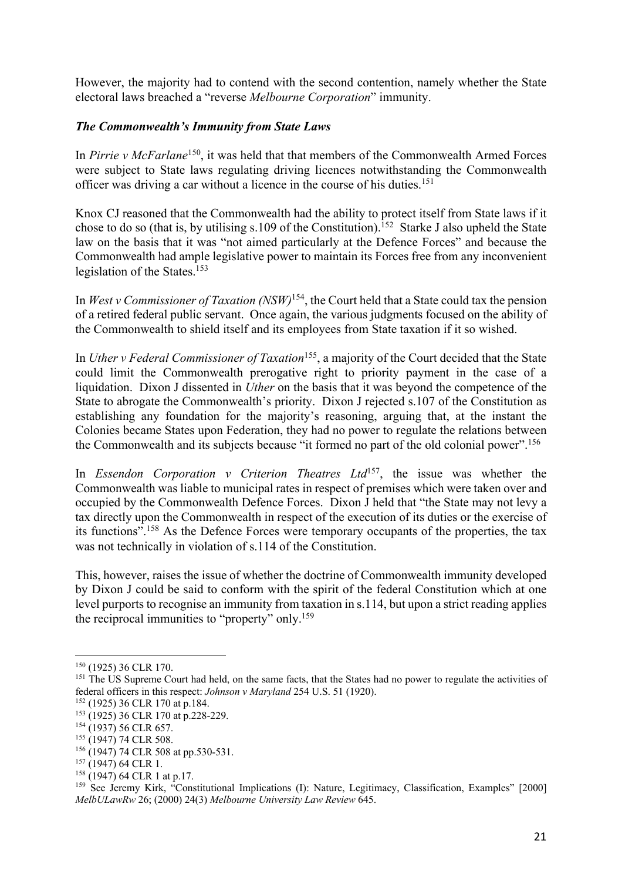However, the majority had to contend with the second contention, namely whether the State electoral laws breached a "reverse *Melbourne Corporation*" immunity.

### *The Commonwealth's Immunity from State Laws*

In *Pirrie v McFarlane*[150], it was held that that members of the Commonwealth Armed Forces were subject to State laws regulating driving licences notwithstanding the Commonwealth officer was driving a car without a licence in the course of his duties.[151]

Knox CJ reasoned that the Commonwealth had the ability to protect itself from State laws if it chose to do so (that is, by utilising s.109 of the Constitution).[152] Starke J also upheld the State law on the basis that it was "not aimed particularly at the Defence Forces" and because the Commonwealth had ample legislative power to maintain its Forces free from any inconvenient legislation of the States.[153]

In *West v Commissioner of Taxation (NSW)*[154], the Court held that a State could tax the pension of a retired federal public servant. Once again, the various judgments focused on the ability of the Commonwealth to shield itself and its employees from State taxation if it so wished.

In *Uther v Federal Commissioner of Taxation*[155], a majority of the Court decided that the State could limit the Commonwealth prerogative right to priority payment in the case of a liquidation. Dixon J dissented in *Uther* on the basis that it was beyond the competence of the State to abrogate the Commonwealth's priority. Dixon J rejected s.107 of the Constitution as establishing any foundation for the majority's reasoning, arguing that, at the instant the Colonies became States upon Federation, they had no power to regulate the relations between the Commonwealth and its subjects because "it formed no part of the old colonial power".[156]

In *Essendon Corporation v Criterion Theatres Ltd*[157], the issue was whether the Commonwealth was liable to municipal rates in respect of premises which were taken over and occupied by the Commonwealth Defence Forces. Dixon J held that "the State may not levy a tax directly upon the Commonwealth in respect of the execution of its duties or the exercise of its functions".[158] As the Defence Forces were temporary occupants of the properties, the tax was not technically in violation of s.114 of the Constitution.

This, however, raises the issue of whether the doctrine of Commonwealth immunity developed by Dixon J could be said to conform with the spirit of the federal Constitution which at one level purports to recognise an immunity from taxation in s.114, but upon a strict reading applies the reciprocal immunities to "property" only.[159]

---

[150] (1925) 36 CLR 170.

[151] The US Supreme Court had held, on the same facts, that the States had no power to regulate the activities of federal officers in this respect: *Johnson v Maryland* 254 U.S. 51 (1920).

[152] (1925) 36 CLR 170 at p.184.

[153] (1925) 36 CLR 170 at p.228-229.

[154] (1937) 56 CLR 657.

[155] (1947) 74 CLR 508.

[156] (1947) 74 CLR 508 at pp.530-531.

[157] (1947) 64 CLR 1.

[158] (1947) 64 CLR 1 at p.17.

[159] See Jeremy Kirk, "Constitutional Implications (I): Nature, Legitimacy, Classification, Examples" [2000] *MelbULawRw* 26; (2000) 24(3) *Melbourne University Law Review* 645.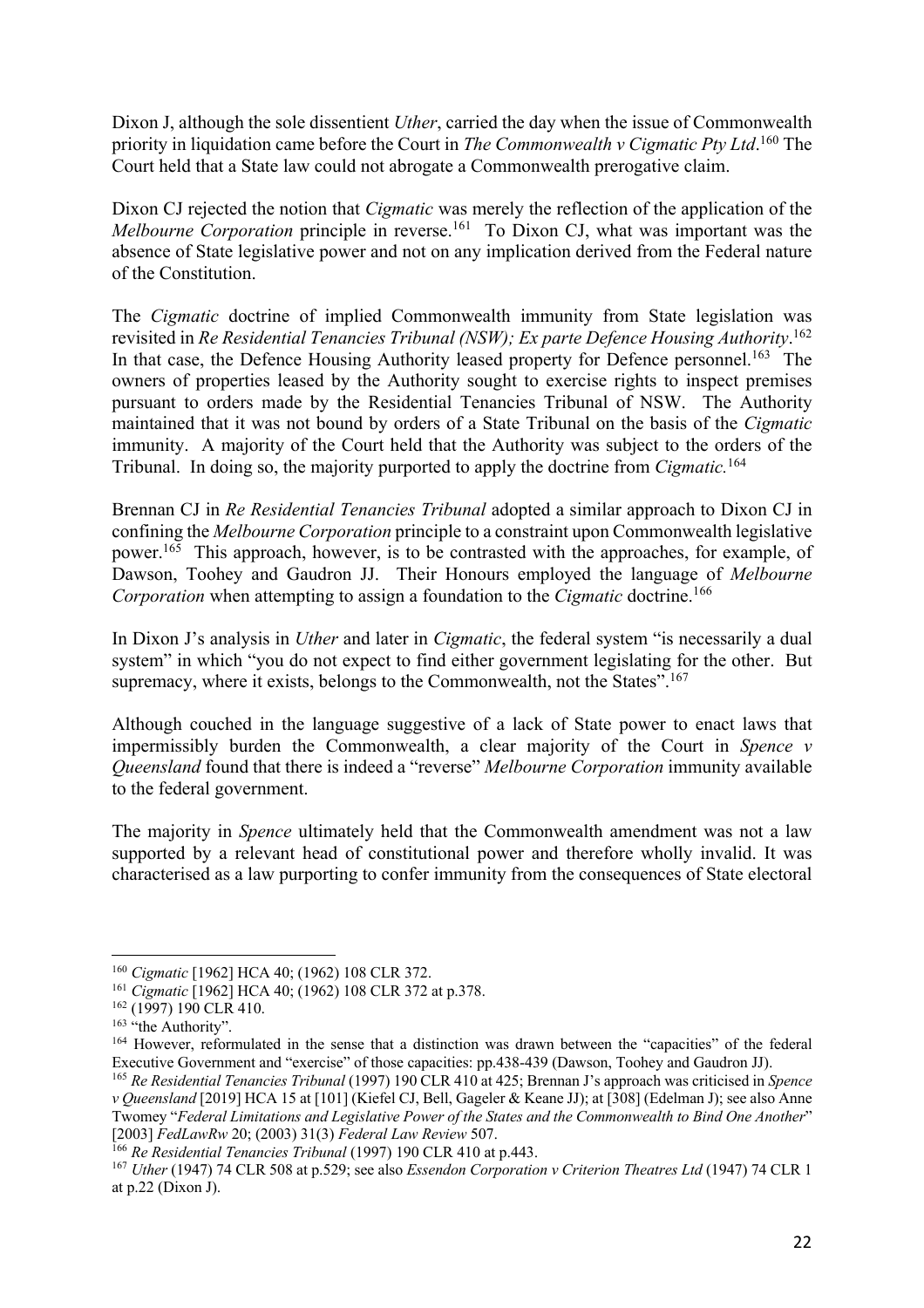Dixon J, although the sole dissentient *Uther*, carried the day when the issue of Commonwealth priority in liquidation came before the Court in *The Commonwealth v Cigmatic Pty Ltd*.[160] The Court held that a State law could not abrogate a Commonwealth prerogative claim.

Dixon CJ rejected the notion that *Cigmatic* was merely the reflection of the application of the *Melbourne Corporation* principle in reverse.[161] To Dixon CJ, what was important was the absence of State legislative power and not on any implication derived from the Federal nature of the Constitution.

The *Cigmatic* doctrine of implied Commonwealth immunity from State legislation was revisited in *Re Residential Tenancies Tribunal (NSW); Ex parte Defence Housing Authority*.[162] In that case, the Defence Housing Authority leased property for Defence personnel.[163] The owners of properties leased by the Authority sought to exercise rights to inspect premises pursuant to orders made by the Residential Tenancies Tribunal of NSW. The Authority maintained that it was not bound by orders of a State Tribunal on the basis of the *Cigmatic* immunity. A majority of the Court held that the Authority was subject to the orders of the Tribunal. In doing so, the majority purported to apply the doctrine from *Cigmatic.*[164]

Brennan CJ in *Re Residential Tenancies Tribunal* adopted a similar approach to Dixon CJ in confining the *Melbourne Corporation* principle to a constraint upon Commonwealth legislative power.[165] This approach, however, is to be contrasted with the approaches, for example, of Dawson, Toohey and Gaudron JJ. Their Honours employed the language of *Melbourne Corporation* when attempting to assign a foundation to the *Cigmatic* doctrine.[166]

In Dixon J's analysis in *Uther* and later in *Cigmatic*, the federal system "is necessarily a dual system" in which "you do not expect to find either government legislating for the other. But supremacy, where it exists, belongs to the Commonwealth, not the States".[167]

Although couched in the language suggestive of a lack of State power to enact laws that impermissibly burden the Commonwealth, a clear majority of the Court in *Spence v Queensland* found that there is indeed a "reverse" *Melbourne Corporation* immunity available to the federal government.

The majority in *Spence* ultimately held that the Commonwealth amendment was not a law supported by a relevant head of constitutional power and therefore wholly invalid. It was characterised as a law purporting to confer immunity from the consequences of State electoral

---

[160] *Cigmatic* [1962] HCA 40; (1962) 108 CLR 372.

[161] *Cigmatic* [1962] HCA 40; (1962) 108 CLR 372 at p.378.

[162] (1997) 190 CLR 410.

[163] "the Authority".

[164] However, reformulated in the sense that a distinction was drawn between the "capacities" of the federal Executive Government and "exercise" of those capacities: pp.438-439 (Dawson, Toohey and Gaudron JJ).

[165] *Re Residential Tenancies Tribunal* (1997) 190 CLR 410 at 425; Brennan J's approach was criticised in *Spence v Queensland* [2019] HCA 15 at [101] (Kiefel CJ, Bell, Gageler & Keane JJ); at [308] (Edelman J); see also Anne Twomey "*Federal Limitations and Legislative Power of the States and the Commonwealth to Bind One Another*" [2003] *FedLawRw* 20; (2003) 31(3) *Federal Law Review* 507.

[166] *Re Residential Tenancies Tribunal* (1997) 190 CLR 410 at p.443.

[167] *Uther* (1947) 74 CLR 508 at p.529; see also *Essendon Corporation v Criterion Theatres Ltd* (1947) 74 CLR 1 at p.22 (Dixon J).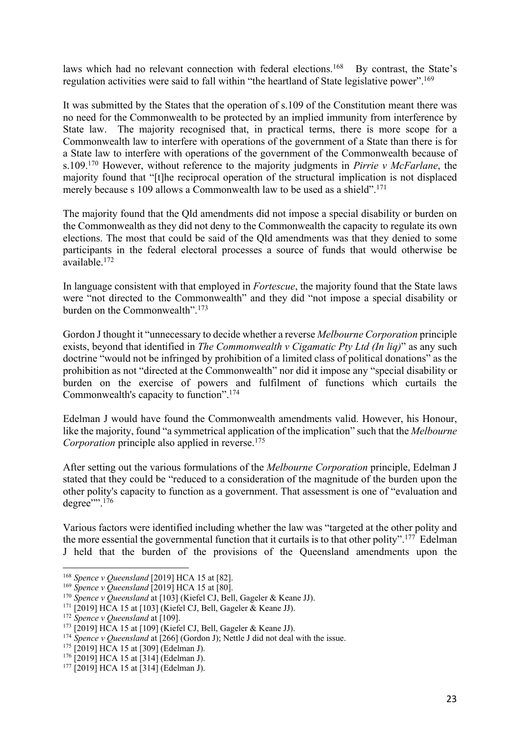laws which had no relevant connection with federal elections.[168] By contrast, the State's regulation activities were said to fall within "the heartland of State legislative power".[169]

It was submitted by the States that the operation of s.109 of the Constitution meant there was no need for the Commonwealth to be protected by an implied immunity from interference by State law. The majority recognised that, in practical terms, there is more scope for a Commonwealth law to interfere with operations of the government of a State than there is for a State law to interfere with operations of the government of the Commonwealth because of s.109.[170] However, without reference to the majority judgments in *Pirrie v McFarlane*, the majority found that "[t]he reciprocal operation of the structural implication is not displaced merely because s 109 allows a Commonwealth law to be used as a shield".[171]

The majority found that the Qld amendments did not impose a special disability or burden on the Commonwealth as they did not deny to the Commonwealth the capacity to regulate its own elections. The most that could be said of the Qld amendments was that they denied to some participants in the federal electoral processes a source of funds that would otherwise be available.[172]

In language consistent with that employed in *Fortescue*, the majority found that the State laws were "not directed to the Commonwealth" and they did "not impose a special disability or burden on the Commonwealth".[173]

Gordon J thought it "unnecessary to decide whether a reverse *Melbourne Corporation* principle exists, beyond that identified in *The Commonwealth v Cigamatic Pty Ltd (In liq)*" as any such doctrine "would not be infringed by prohibition of a limited class of political donations" as the prohibition as not "directed at the Commonwealth" nor did it impose any "special disability or burden on the exercise of powers and fulfilment of functions which curtails the Commonwealth's capacity to function".[174]

Edelman J would have found the Commonwealth amendments valid. However, his Honour, like the majority, found "a symmetrical application of the implication" such that the *Melbourne Corporation* principle also applied in reverse.[175]

After setting out the various formulations of the *Melbourne Corporation* principle, Edelman J stated that they could be "reduced to a consideration of the magnitude of the burden upon the other polity's capacity to function as a government. That assessment is one of "evaluation and degree"".[176]

Various factors were identified including whether the law was "targeted at the other polity and the more essential the governmental function that it curtails is to that other polity".[177] Edelman J held that the burden of the provisions of the Queensland amendments upon the

---

[168] *Spence v Queensland* [2019] HCA 15 at [82].

[169] *Spence v Queensland* [2019] HCA 15 at [80].

[170] *Spence v Queensland* at [103] (Kiefel CJ, Bell, Gageler & Keane JJ).

[171] [2019] HCA 15 at [103] (Kiefel CJ, Bell, Gageler & Keane JJ).

[172] *Spence v Queensland* at [109].

[173] [2019] HCA 15 at [109] (Kiefel CJ, Bell, Gageler & Keane JJ).

[174] *Spence v Queensland* at [266] (Gordon J); Nettle J did not deal with the issue.

[175] [2019] HCA 15 at [309] (Edelman J).

[176] [2019] HCA 15 at [314] (Edelman J).

[177] [2019] HCA 15 at [314] (Edelman J).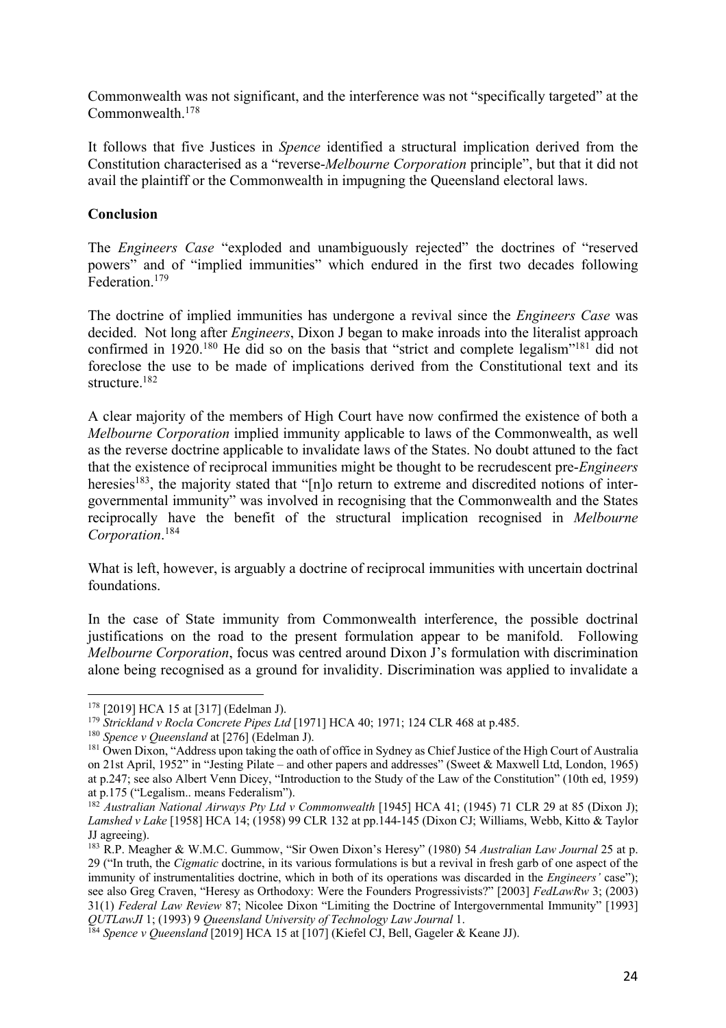Commonwealth was not significant, and the interference was not "specifically targeted" at the Commonwealth.[178]

It follows that five Justices in *Spence* identified a structural implication derived from the Constitution characterised as a "reverse-*Melbourne Corporation* principle", but that it did not avail the plaintiff or the Commonwealth in impugning the Queensland electoral laws.

**Conclusion**

The *Engineers Case* "exploded and unambiguously rejected" the doctrines of "reserved powers" and of "implied immunities" which endured in the first two decades following Federation.[179]

The doctrine of implied immunities has undergone a revival since the *Engineers Case* was decided. Not long after *Engineers*, Dixon J began to make inroads into the literalist approach confirmed in 1920.[180] He did so on the basis that "strict and complete legalism"[181] did not foreclose the use to be made of implications derived from the Constitutional text and its structure.[182]

A clear majority of the members of High Court have now confirmed the existence of both a *Melbourne Corporation* implied immunity applicable to laws of the Commonwealth, as well as the reverse doctrine applicable to invalidate laws of the States. No doubt attuned to the fact that the existence of reciprocal immunities might be thought to be recrudescent pre-*Engineers* heresies[183], the majority stated that "[n]o return to extreme and discredited notions of inter-governmental immunity" was involved in recognising that the Commonwealth and the States reciprocally have the benefit of the structural implication recognised in *Melbourne Corporation*.[184]

What is left, however, is arguably a doctrine of reciprocal immunities with uncertain doctrinal foundations.

In the case of State immunity from Commonwealth interference, the possible doctrinal justifications on the road to the present formulation appear to be manifold. Following *Melbourne Corporation*, focus was centred around Dixon J's formulation with discrimination alone being recognised as a ground for invalidity. Discrimination was applied to invalidate a

---

[178] [2019] HCA 15 at [317] (Edelman J).

[179] *Strickland v Rocla Concrete Pipes Ltd* [1971] HCA 40; 1971; 124 CLR 468 at p.485.

[180] *Spence v Queensland* at [276] (Edelman J).

[181] Owen Dixon, "Address upon taking the oath of office in Sydney as Chief Justice of the High Court of Australia on 21st April, 1952" in "Jesting Pilate – and other papers and addresses" (Sweet & Maxwell Ltd, London, 1965) at p.247; see also Albert Venn Dicey, "Introduction to the Study of the Law of the Constitution" (10th ed, 1959) at p.175 ("Legalism.. means Federalism").

[182] *Australian National Airways Pty Ltd v Commonwealth* [1945] HCA 41; (1945) 71 CLR 29 at 85 (Dixon J); *Lamshed v Lake* [1958] HCA 14; (1958) 99 CLR 132 at pp.144-145 (Dixon CJ; Williams, Webb, Kitto & Taylor JJ agreeing).

[183] R.P. Meagher & W.M.C. Gummow, "Sir Owen Dixon's Heresy" (1980) 54 *Australian Law Journal* 25 at p. 29 ("In truth, the *Cigmatic* doctrine, in its various formulations is but a revival in fresh garb of one aspect of the immunity of instrumentalities doctrine, which in both of its operations was discarded in the *Engineers'* case"); see also Greg Craven, "Heresy as Orthodoxy: Were the Founders Progressivists?" [2003] *FedLawRw* 3; (2003) 31(1) *Federal Law Review* 87; Nicolee Dixon "Limiting the Doctrine of Intergovernmental Immunity" [1993] *QUTLawJl* 1; (1993) 9 *Queensland University of Technology Law Journal* 1.

[184] *Spence v Queensland* [2019] HCA 15 at [107] (Kiefel CJ, Bell, Gageler & Keane JJ).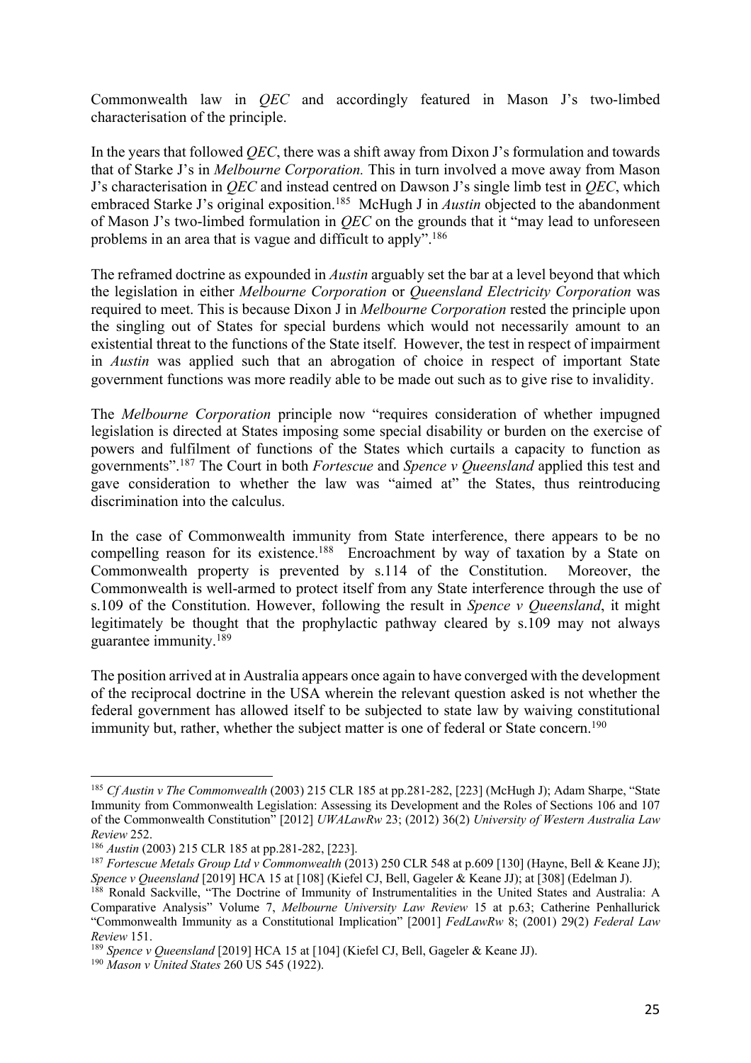Commonwealth law in *QEC* and accordingly featured in Mason J's two-limbed characterisation of the principle.

In the years that followed *QEC*, there was a shift away from Dixon J's formulation and towards that of Starke J's in *Melbourne Corporation.* This in turn involved a move away from Mason J's characterisation in *QEC* and instead centred on Dawson J's single limb test in *QEC*, which embraced Starke J's original exposition.[185] McHugh J in *Austin* objected to the abandonment of Mason J's two-limbed formulation in *QEC* on the grounds that it "may lead to unforeseen problems in an area that is vague and difficult to apply".[186]

The reframed doctrine as expounded in *Austin* arguably set the bar at a level beyond that which the legislation in either *Melbourne Corporation* or *Queensland Electricity Corporation* was required to meet. This is because Dixon J in *Melbourne Corporation* rested the principle upon the singling out of States for special burdens which would not necessarily amount to an existential threat to the functions of the State itself. However, the test in respect of impairment in *Austin* was applied such that an abrogation of choice in respect of important State government functions was more readily able to be made out such as to give rise to invalidity.

The *Melbourne Corporation* principle now "requires consideration of whether impugned legislation is directed at States imposing some special disability or burden on the exercise of powers and fulfilment of functions of the States which curtails a capacity to function as governments".[187] The Court in both *Fortescue* and *Spence v Queensland* applied this test and gave consideration to whether the law was "aimed at" the States, thus reintroducing discrimination into the calculus.

In the case of Commonwealth immunity from State interference, there appears to be no compelling reason for its existence.[188] Encroachment by way of taxation by a State on Commonwealth property is prevented by s.114 of the Constitution. Moreover, the Commonwealth is well-armed to protect itself from any State interference through the use of s.109 of the Constitution. However, following the result in *Spence v Queensland*, it might legitimately be thought that the prophylactic pathway cleared by s.109 may not always guarantee immunity.[189]

The position arrived at in Australia appears once again to have converged with the development of the reciprocal doctrine in the USA wherein the relevant question asked is not whether the federal government has allowed itself to be subjected to state law by waiving constitutional immunity but, rather, whether the subject matter is one of federal or State concern.[190]

---

[185] *Cf Austin v The Commonwealth* (2003) 215 CLR 185 at pp.281-282, [223] (McHugh J); Adam Sharpe, "State Immunity from Commonwealth Legislation: Assessing its Development and the Roles of Sections 106 and 107 of the Commonwealth Constitution" [2012] *UWALawRw* 23; (2012) 36(2) *University of Western Australia Law Review* 252.

[186] *Austin* (2003) 215 CLR 185 at pp.281-282, [223].

[187] *Fortescue Metals Group Ltd v Commonwealth* (2013) 250 CLR 548 at p.609 [130] (Hayne, Bell & Keane JJ); *Spence v Queensland* [2019] HCA 15 at [108] (Kiefel CJ, Bell, Gageler & Keane JJ); at [308] (Edelman J).

[188] Ronald Sackville, "The Doctrine of Immunity of Instrumentalities in the United States and Australia: A Comparative Analysis" Volume 7, *Melbourne University Law Review* 15 at p.63; Catherine Penhallurick "Commonwealth Immunity as a Constitutional Implication" [2001] *FedLawRw* 8; (2001) 29(2) *Federal Law Review* 151.

[189] *Spence v Queensland* [2019] HCA 15 at [104] (Kiefel CJ, Bell, Gageler & Keane JJ).

[190] *Mason v United States* 260 US 545 (1922).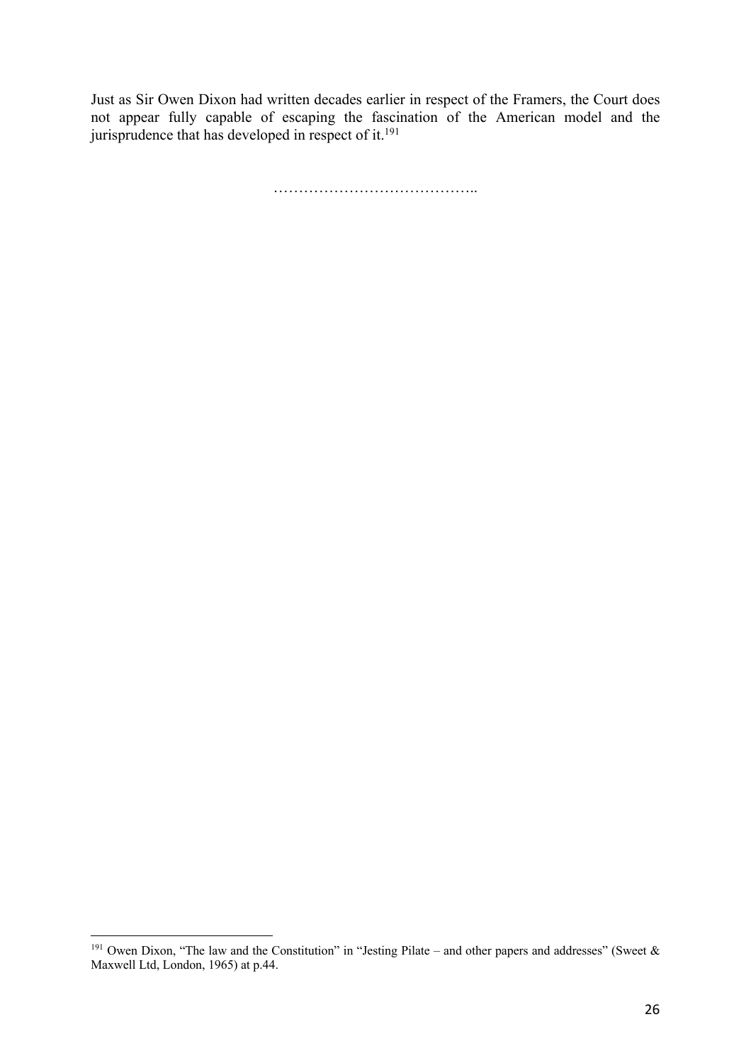Just as Sir Owen Dixon had written decades earlier in respect of the Framers, the Court does not appear fully capable of escaping the fascination of the American model and the jurisprudence that has developed in respect of it.[191]

…………………………………..

[191] Owen Dixon, "The law and the Constitution" in "Jesting Pilate – and other papers and addresses" (Sweet & Maxwell Ltd, London, 1965) at p.44.